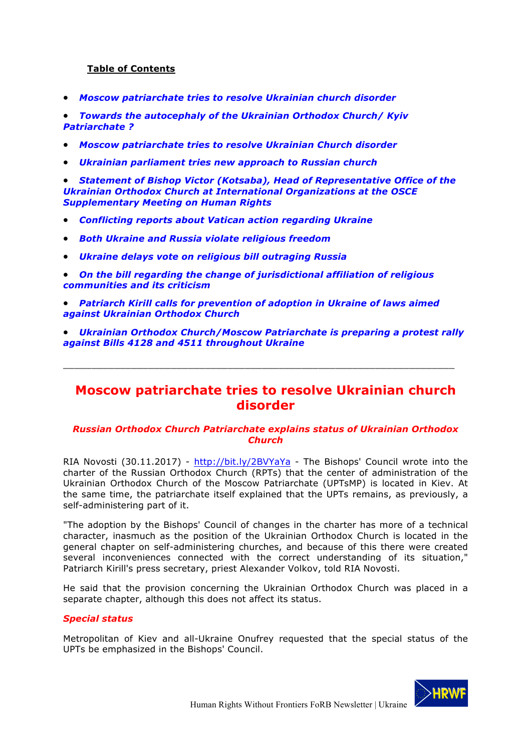**Table of Contents**

- ***Moscow patriarchate tries to resolve Ukrainian church disorder***
- ***Towards the autocephaly of the Ukrainian Orthodox Church/ Kyiv Patriarchate ?***
- ***Moscow patriarchate tries to resolve Ukrainian Church disorder***
- ***Ukrainian parliament tries new approach to Russian church***
- ***Statement of Bishop Victor (Kotsaba), Head of Representative Office of the Ukrainian Orthodox Church at International Organizations at the OSCE Supplementary Meeting on Human Rights***
- ***Conflicting reports about Vatican action regarding Ukraine***
- ***Both Ukraine and Russia violate religious freedom***
- ***Ukraine delays vote on religious bill outraging Russia***
- ***On the bill regarding the change of jurisdictional affiliation of religious communities and its criticism***
- ***Patriarch Kirill calls for prevention of adoption in Ukraine of laws aimed against Ukrainian Orthodox Church***
- ***Ukrainian Orthodox Church/Moscow Patriarchate is preparing a protest rally against Bills 4128 and 4511 throughout Ukraine***

---

# Moscow patriarchate tries to resolve Ukrainian church disorder

***Russian Orthodox Church Patriarchate explains status of Ukrainian Orthodox Church***

RIA Novosti (30.11.2017) - http://bit.ly/2BVYaYa - The Bishops' Council wrote into the charter of the Russian Orthodox Church (RPTs) that the center of administration of the Ukrainian Orthodox Church of the Moscow Patriarchate (UPTsMP) is located in Kiev. At the same time, the patriarchate itself explained that the UPTs remains, as previously, a self-administering part of it.

"The adoption by the Bishops' Council of changes in the charter has more of a technical character, inasmuch as the position of the Ukrainian Orthodox Church is located in the general chapter on self-administering churches, and because of this there were created several inconveniences connected with the correct understanding of its situation," Patriarch Kirill's press secretary, priest Alexander Volkov, told RIA Novosti.

He said that the provision concerning the Ukrainian Orthodox Church was placed in a separate chapter, although this does not affect its status.

***Special status***

Metropolitan of Kiev and all-Ukraine Onufrey requested that the special status of the UPTs be emphasized in the Bishops' Council.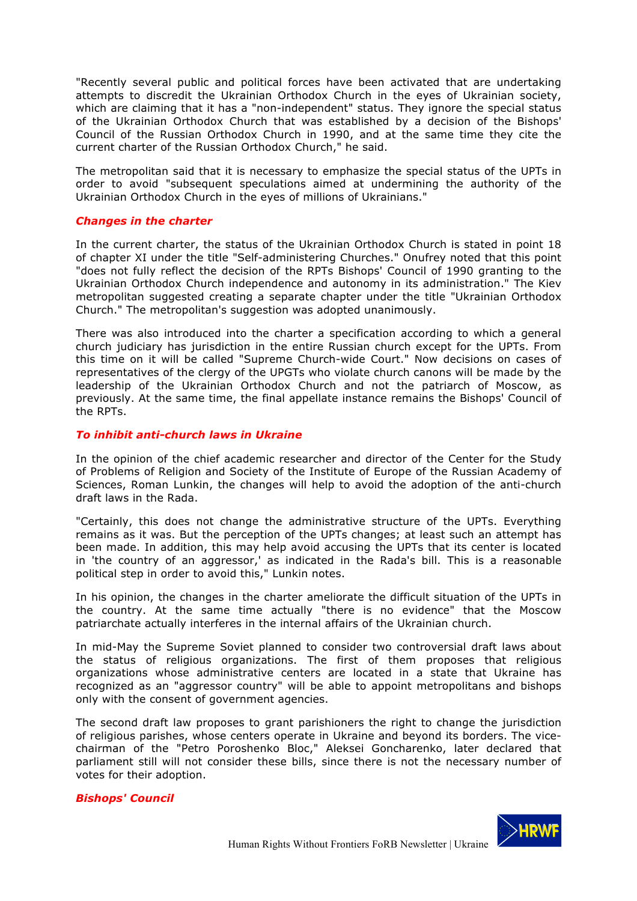"Recently several public and political forces have been activated that are undertaking attempts to discredit the Ukrainian Orthodox Church in the eyes of Ukrainian society, which are claiming that it has a "non-independent" status. They ignore the special status of the Ukrainian Orthodox Church that was established by a decision of the Bishops' Council of the Russian Orthodox Church in 1990, and at the same time they cite the current charter of the Russian Orthodox Church," he said.

The metropolitan said that it is necessary to emphasize the special status of the UPTs in order to avoid "subsequent speculations aimed at undermining the authority of the Ukrainian Orthodox Church in the eyes of millions of Ukrainians."

### *Changes in the charter*

In the current charter, the status of the Ukrainian Orthodox Church is stated in point 18 of chapter XI under the title "Self-administering Churches." Onufrey noted that this point "does not fully reflect the decision of the RPTs Bishops' Council of 1990 granting to the Ukrainian Orthodox Church independence and autonomy in its administration." The Kiev metropolitan suggested creating a separate chapter under the title "Ukrainian Orthodox Church." The metropolitan's suggestion was adopted unanimously.

There was also introduced into the charter a specification according to which a general church judiciary has jurisdiction in the entire Russian church except for the UPTs. From this time on it will be called "Supreme Church-wide Court." Now decisions on cases of representatives of the clergy of the UPGTs who violate church canons will be made by the leadership of the Ukrainian Orthodox Church and not the patriarch of Moscow, as previously. At the same time, the final appellate instance remains the Bishops' Council of the RPTs.

### *To inhibit anti-church laws in Ukraine*

In the opinion of the chief academic researcher and director of the Center for the Study of Problems of Religion and Society of the Institute of Europe of the Russian Academy of Sciences, Roman Lunkin, the changes will help to avoid the adoption of the anti-church draft laws in the Rada.

"Certainly, this does not change the administrative structure of the UPTs. Everything remains as it was. But the perception of the UPTs changes; at least such an attempt has been made. In addition, this may help avoid accusing the UPTs that its center is located in 'the country of an aggressor,' as indicated in the Rada's bill. This is a reasonable political step in order to avoid this," Lunkin notes.

In his opinion, the changes in the charter ameliorate the difficult situation of the UPTs in the country. At the same time actually "there is no evidence" that the Moscow patriarchate actually interferes in the internal affairs of the Ukrainian church.

In mid-May the Supreme Soviet planned to consider two controversial draft laws about the status of religious organizations. The first of them proposes that religious organizations whose administrative centers are located in a state that Ukraine has recognized as an "aggressor country" will be able to appoint metropolitans and bishops only with the consent of government agencies.

The second draft law proposes to grant parishioners the right to change the jurisdiction of religious parishes, whose centers operate in Ukraine and beyond its borders. The vice-chairman of the "Petro Poroshenko Bloc," Aleksei Goncharenko, later declared that parliament still will not consider these bills, since there is not the necessary number of votes for their adoption.

### *Bishops' Council*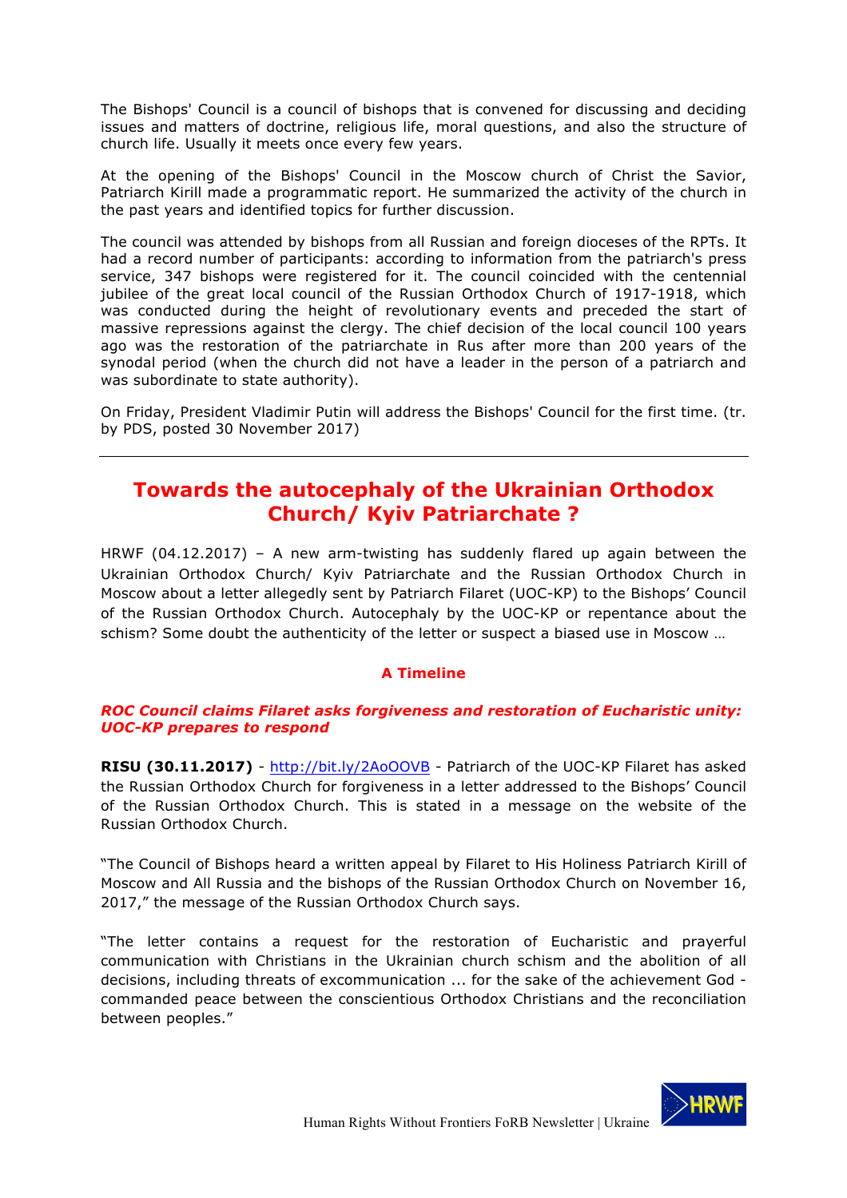The Bishops' Council is a council of bishops that is convened for discussing and deciding issues and matters of doctrine, religious life, moral questions, and also the structure of church life. Usually it meets once every few years.

At the opening of the Bishops' Council in the Moscow church of Christ the Savior, Patriarch Kirill made a programmatic report. He summarized the activity of the church in the past years and identified topics for further discussion.

The council was attended by bishops from all Russian and foreign dioceses of the RPTs. It had a record number of participants: according to information from the patriarch's press service, 347 bishops were registered for it. The council coincided with the centennial jubilee of the great local council of the Russian Orthodox Church of 1917-1918, which was conducted during the height of revolutionary events and preceded the start of massive repressions against the clergy. The chief decision of the local council 100 years ago was the restoration of the patriarchate in Rus after more than 200 years of the synodal period (when the church did not have a leader in the person of a patriarch and was subordinate to state authority).

On Friday, President Vladimir Putin will address the Bishops' Council for the first time. (tr. by PDS, posted 30 November 2017)

---

## Towards the autocephaly of the Ukrainian Orthodox Church/ Kyiv Patriarchate ?

HRWF (04.12.2017) – A new arm-twisting has suddenly flared up again between the Ukrainian Orthodox Church/ Kyiv Patriarchate and the Russian Orthodox Church in Moscow about a letter allegedly sent by Patriarch Filaret (UOC-KP) to the Bishops' Council of the Russian Orthodox Church. Autocephaly by the UOC-KP or repentance about the schism? Some doubt the authenticity of the letter or suspect a biased use in Moscow …

### A Timeline

***ROC Council claims Filaret asks forgiveness and restoration of Eucharistic unity: UOC-KP prepares to respond***

**RISU (30.11.2017)** - http://bit.ly/2AoOOVB - Patriarch of the UOC-KP Filaret has asked the Russian Orthodox Church for forgiveness in a letter addressed to the Bishops' Council of the Russian Orthodox Church. This is stated in a message on the website of the Russian Orthodox Church.

"The Council of Bishops heard a written appeal by Filaret to His Holiness Patriarch Kirill of Moscow and All Russia and the bishops of the Russian Orthodox Church on November 16, 2017," the message of the Russian Orthodox Church says.

"The letter contains a request for the restoration of Eucharistic and prayerful communication with Christians in the Ukrainian church schism and the abolition of all decisions, including threats of excommunication ... for the sake of the achievement God - commanded peace between the conscientious Orthodox Christians and the reconciliation between peoples."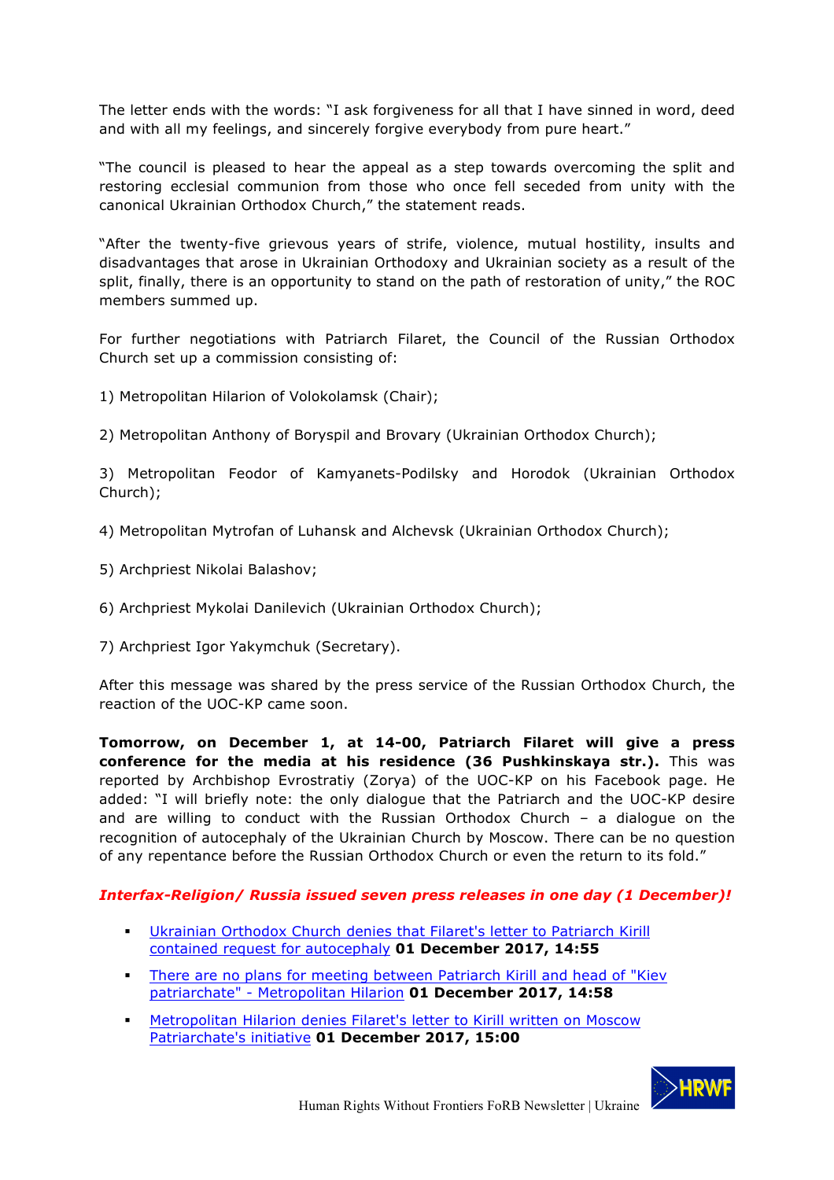The letter ends with the words: "I ask forgiveness for all that I have sinned in word, deed and with all my feelings, and sincerely forgive everybody from pure heart."

"The council is pleased to hear the appeal as a step towards overcoming the split and restoring ecclesial communion from those who once fell seceded from unity with the canonical Ukrainian Orthodox Church," the statement reads.

"After the twenty-five grievous years of strife, violence, mutual hostility, insults and disadvantages that arose in Ukrainian Orthodoxy and Ukrainian society as a result of the split, finally, there is an opportunity to stand on the path of restoration of unity," the ROC members summed up.

For further negotiations with Patriarch Filaret, the Council of the Russian Orthodox Church set up a commission consisting of:

1) Metropolitan Hilarion of Volokolamsk (Chair);

2) Metropolitan Anthony of Boryspil and Brovary (Ukrainian Orthodox Church);

3) Metropolitan Feodor of Kamyanets-Podilsky and Horodok (Ukrainian Orthodox Church);

4) Metropolitan Mytrofan of Luhansk and Alchevsk (Ukrainian Orthodox Church);

5) Archpriest Nikolai Balashov;

6) Archpriest Mykolai Danilevich (Ukrainian Orthodox Church);

7) Archpriest Igor Yakymchuk (Secretary).

After this message was shared by the press service of the Russian Orthodox Church, the reaction of the UOC-KP came soon.

**Tomorrow, on December 1, at 14-00, Patriarch Filaret will give a press conference for the media at his residence (36 Pushkinskaya str.).** This was reported by Archbishop Evrostratiy (Zorya) of the UOC-KP on his Facebook page. He added: "I will briefly note: the only dialogue that the Patriarch and the UOC-KP desire and are willing to conduct with the Russian Orthodox Church – a dialogue on the recognition of autocephaly of the Ukrainian Church by Moscow. There can be no question of any repentance before the Russian Orthodox Church or even the return to its fold."

***Interfax-Religion/ Russia issued seven press releases in one day (1 December)!***

- Ukrainian Orthodox Church denies that Filaret's letter to Patriarch Kirill contained request for autocephaly **01 December 2017, 14:55**
- There are no plans for meeting between Patriarch Kirill and head of "Kiev patriarchate" - Metropolitan Hilarion **01 December 2017, 14:58**
- Metropolitan Hilarion denies Filaret's letter to Kirill written on Moscow Patriarchate's initiative **01 December 2017, 15:00**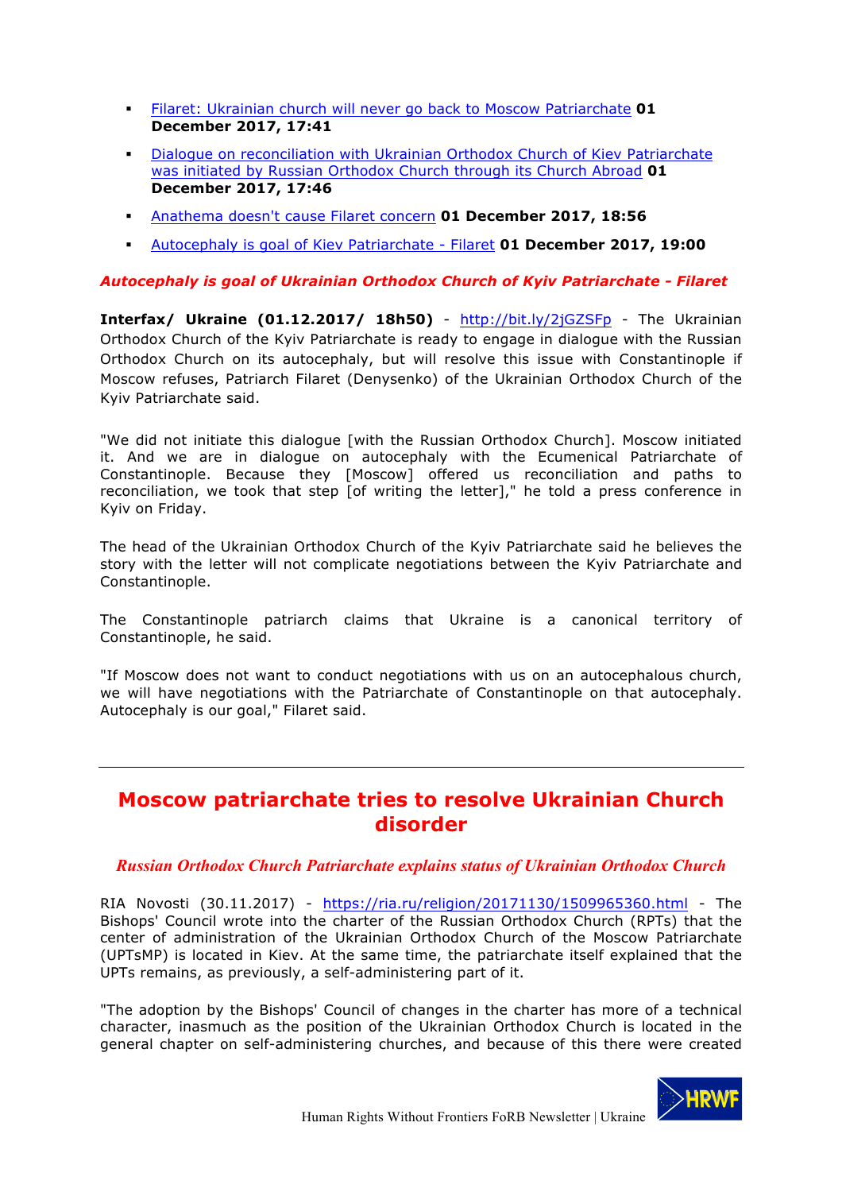- [Filaret: Ukrainian church will never go back to Moscow Patriarchate](#) **01 December 2017, 17:41**
- [Dialogue on reconciliation with Ukrainian Orthodox Church of Kiev Patriarchate was initiated by Russian Orthodox Church through its Church Abroad](#) **01 December 2017, 17:46**
- [Anathema doesn't cause Filaret concern](#) **01 December 2017, 18:56**
- [Autocephaly is goal of Kiev Patriarchate - Filaret](#) **01 December 2017, 19:00**

***Autocephaly is goal of Ukrainian Orthodox Church of Kyiv Patriarchate - Filaret***

**Interfax/ Ukraine (01.12.2017/ 18h50)** - http://bit.ly/2jGZSFp - The Ukrainian Orthodox Church of the Kyiv Patriarchate is ready to engage in dialogue with the Russian Orthodox Church on its autocephaly, but will resolve this issue with Constantinople if Moscow refuses, Patriarch Filaret (Denysenko) of the Ukrainian Orthodox Church of the Kyiv Patriarchate said.

"We did not initiate this dialogue [with the Russian Orthodox Church]. Moscow initiated it. And we are in dialogue on autocephaly with the Ecumenical Patriarchate of Constantinople. Because they [Moscow] offered us reconciliation and paths to reconciliation, we took that step [of writing the letter]," he told a press conference in Kyiv on Friday.

The head of the Ukrainian Orthodox Church of the Kyiv Patriarchate said he believes the story with the letter will not complicate negotiations between the Kyiv Patriarchate and Constantinople.

The Constantinople patriarch claims that Ukraine is a canonical territory of Constantinople, he said.

"If Moscow does not want to conduct negotiations with us on an autocephalous church, we will have negotiations with the Patriarchate of Constantinople on that autocephaly. Autocephaly is our goal," Filaret said.

---

# Moscow patriarchate tries to resolve Ukrainian Church disorder

***Russian Orthodox Church Patriarchate explains status of Ukrainian Orthodox Church***

RIA Novosti (30.11.2017) - https://ria.ru/religion/20171130/1509965360.html - The Bishops' Council wrote into the charter of the Russian Orthodox Church (RPTs) that the center of administration of the Ukrainian Orthodox Church of the Moscow Patriarchate (UPTsMP) is located in Kiev. At the same time, the patriarchate itself explained that the UPTs remains, as previously, a self-administering part of it.

"The adoption by the Bishops' Council of changes in the charter has more of a technical character, inasmuch as the position of the Ukrainian Orthodox Church is located in the general chapter on self-administering churches, and because of this there were created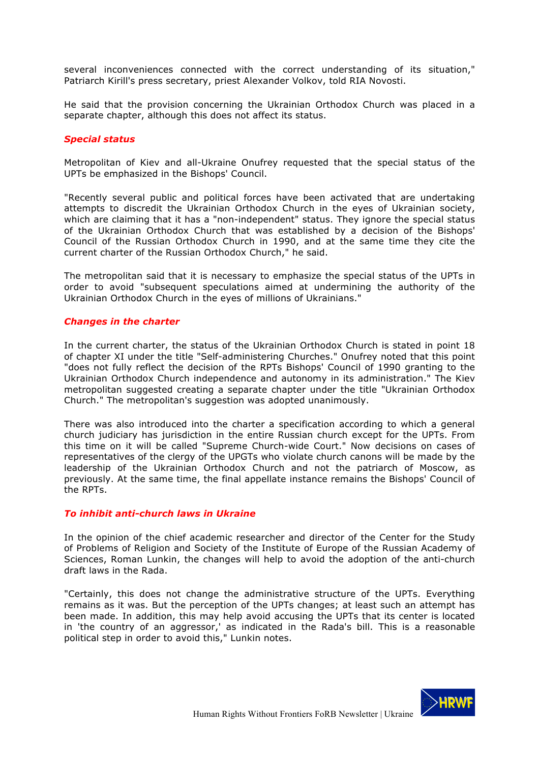several inconveniences connected with the correct understanding of its situation," Patriarch Kirill's press secretary, priest Alexander Volkov, told RIA Novosti.

He said that the provision concerning the Ukrainian Orthodox Church was placed in a separate chapter, although this does not affect its status.

### *Special status*

Metropolitan of Kiev and all-Ukraine Onufrey requested that the special status of the UPTs be emphasized in the Bishops' Council.

"Recently several public and political forces have been activated that are undertaking attempts to discredit the Ukrainian Orthodox Church in the eyes of Ukrainian society, which are claiming that it has a "non-independent" status. They ignore the special status of the Ukrainian Orthodox Church that was established by a decision of the Bishops' Council of the Russian Orthodox Church in 1990, and at the same time they cite the current charter of the Russian Orthodox Church," he said.

The metropolitan said that it is necessary to emphasize the special status of the UPTs in order to avoid "subsequent speculations aimed at undermining the authority of the Ukrainian Orthodox Church in the eyes of millions of Ukrainians."

### *Changes in the charter*

In the current charter, the status of the Ukrainian Orthodox Church is stated in point 18 of chapter XI under the title "Self-administering Churches." Onufrey noted that this point "does not fully reflect the decision of the RPTs Bishops' Council of 1990 granting to the Ukrainian Orthodox Church independence and autonomy in its administration." The Kiev metropolitan suggested creating a separate chapter under the title "Ukrainian Orthodox Church." The metropolitan's suggestion was adopted unanimously.

There was also introduced into the charter a specification according to which a general church judiciary has jurisdiction in the entire Russian church except for the UPTs. From this time on it will be called "Supreme Church-wide Court." Now decisions on cases of representatives of the clergy of the UPGTs who violate church canons will be made by the leadership of the Ukrainian Orthodox Church and not the patriarch of Moscow, as previously. At the same time, the final appellate instance remains the Bishops' Council of the RPTs.

### *To inhibit anti-church laws in Ukraine*

In the opinion of the chief academic researcher and director of the Center for the Study of Problems of Religion and Society of the Institute of Europe of the Russian Academy of Sciences, Roman Lunkin, the changes will help to avoid the adoption of the anti-church draft laws in the Rada.

"Certainly, this does not change the administrative structure of the UPTs. Everything remains as it was. But the perception of the UPTs changes; at least such an attempt has been made. In addition, this may help avoid accusing the UPTs that its center is located in 'the country of an aggressor,' as indicated in the Rada's bill. This is a reasonable political step in order to avoid this," Lunkin notes.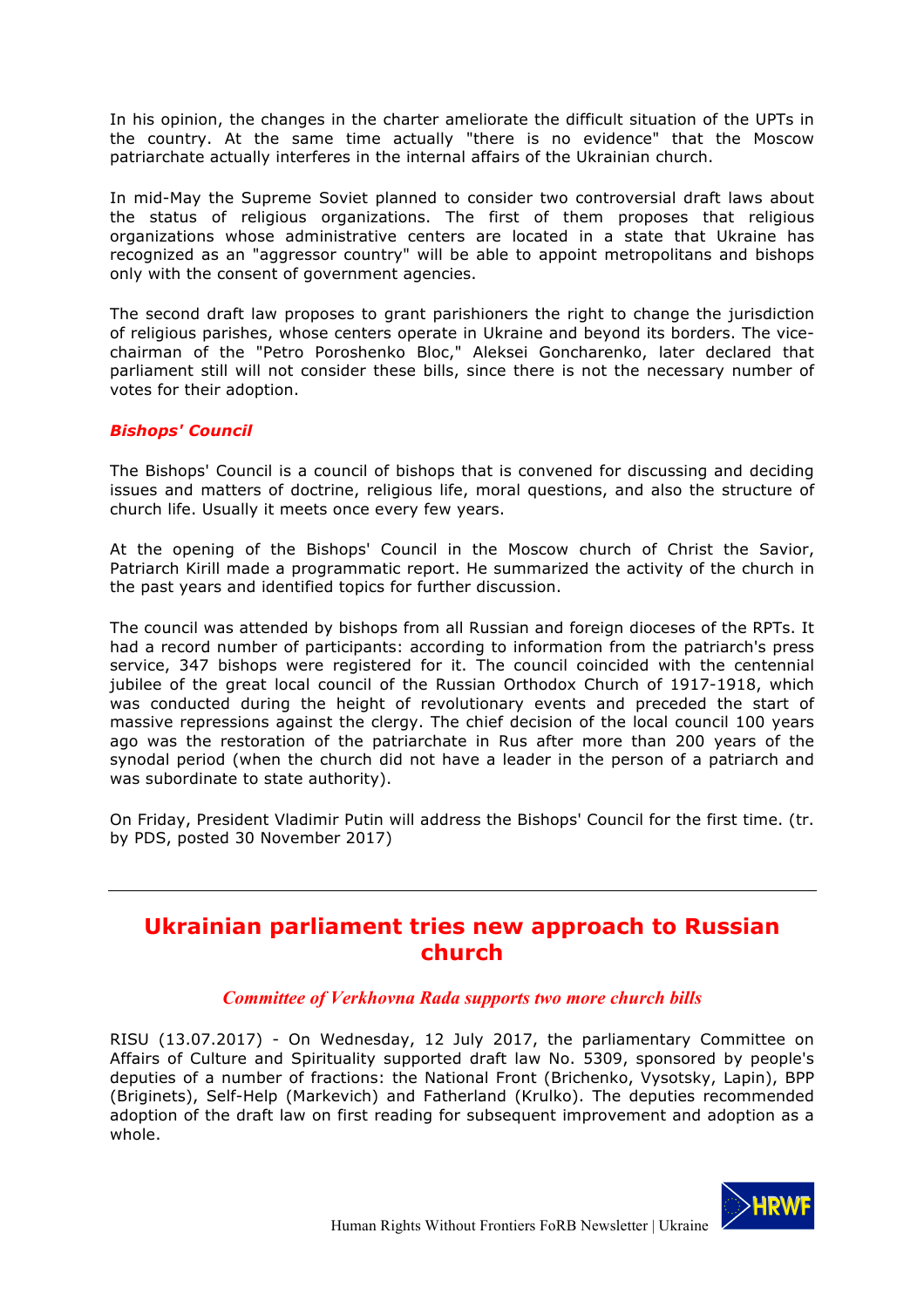In his opinion, the changes in the charter ameliorate the difficult situation of the UPTs in the country. At the same time actually "there is no evidence" that the Moscow patriarchate actually interferes in the internal affairs of the Ukrainian church.

In mid-May the Supreme Soviet planned to consider two controversial draft laws about the status of religious organizations. The first of them proposes that religious organizations whose administrative centers are located in a state that Ukraine has recognized as an "aggressor country" will be able to appoint metropolitans and bishops only with the consent of government agencies.

The second draft law proposes to grant parishioners the right to change the jurisdiction of religious parishes, whose centers operate in Ukraine and beyond its borders. The vice-chairman of the "Petro Poroshenko Bloc," Aleksei Goncharenko, later declared that parliament still will not consider these bills, since there is not the necessary number of votes for their adoption.

***Bishops' Council***

The Bishops' Council is a council of bishops that is convened for discussing and deciding issues and matters of doctrine, religious life, moral questions, and also the structure of church life. Usually it meets once every few years.

At the opening of the Bishops' Council in the Moscow church of Christ the Savior, Patriarch Kirill made a programmatic report. He summarized the activity of the church in the past years and identified topics for further discussion.

The council was attended by bishops from all Russian and foreign dioceses of the RPTs. It had a record number of participants: according to information from the patriarch's press service, 347 bishops were registered for it. The council coincided with the centennial jubilee of the great local council of the Russian Orthodox Church of 1917-1918, which was conducted during the height of revolutionary events and preceded the start of massive repressions against the clergy. The chief decision of the local council 100 years ago was the restoration of the patriarchate in Rus after more than 200 years of the synodal period (when the church did not have a leader in the person of a patriarch and was subordinate to state authority).

On Friday, President Vladimir Putin will address the Bishops' Council for the first time. (tr. by PDS, posted 30 November 2017)

---

## Ukrainian parliament tries new approach to Russian church

*Committee of Verkhovna Rada supports two more church bills*

RISU (13.07.2017) - On Wednesday, 12 July 2017, the parliamentary Committee on Affairs of Culture and Spirituality supported draft law No. 5309, sponsored by people's deputies of a number of fractions: the National Front (Brichenko, Vysotsky, Lapin), BPP (Briginets), Self-Help (Markevich) and Fatherland (Krulko). The deputies recommended adoption of the draft law on first reading for subsequent improvement and adoption as a whole.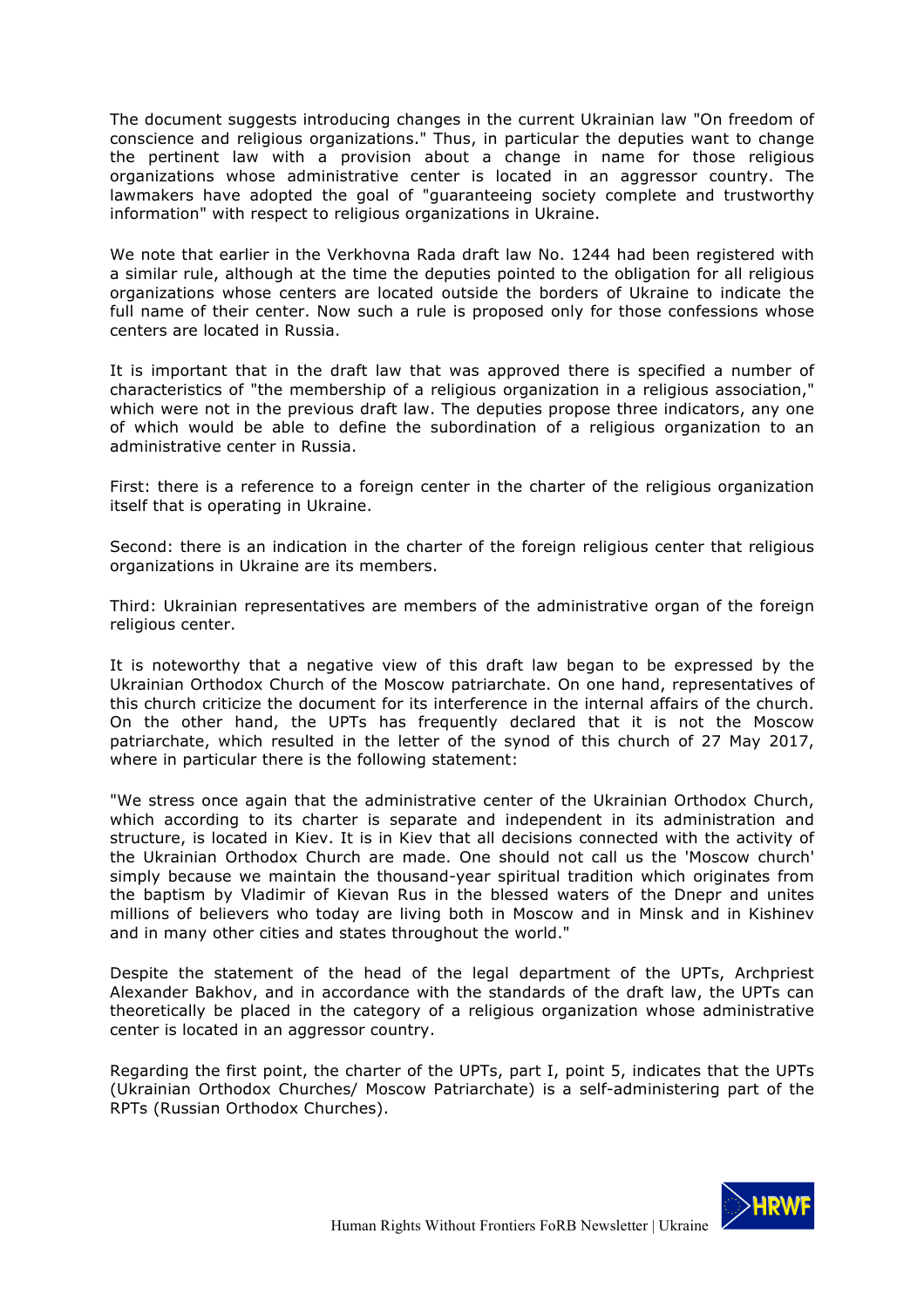The document suggests introducing changes in the current Ukrainian law "On freedom of conscience and religious organizations." Thus, in particular the deputies want to change the pertinent law with a provision about a change in name for those religious organizations whose administrative center is located in an aggressor country. The lawmakers have adopted the goal of "guaranteeing society complete and trustworthy information" with respect to religious organizations in Ukraine.

We note that earlier in the Verkhovna Rada draft law No. 1244 had been registered with a similar rule, although at the time the deputies pointed to the obligation for all religious organizations whose centers are located outside the borders of Ukraine to indicate the full name of their center. Now such a rule is proposed only for those confessions whose centers are located in Russia.

It is important that in the draft law that was approved there is specified a number of characteristics of "the membership of a religious organization in a religious association," which were not in the previous draft law. The deputies propose three indicators, any one of which would be able to define the subordination of a religious organization to an administrative center in Russia.

First: there is a reference to a foreign center in the charter of the religious organization itself that is operating in Ukraine.

Second: there is an indication in the charter of the foreign religious center that religious organizations in Ukraine are its members.

Third: Ukrainian representatives are members of the administrative organ of the foreign religious center.

It is noteworthy that a negative view of this draft law began to be expressed by the Ukrainian Orthodox Church of the Moscow patriarchate. On one hand, representatives of this church criticize the document for its interference in the internal affairs of the church. On the other hand, the UPTs has frequently declared that it is not the Moscow patriarchate, which resulted in the letter of the synod of this church of 27 May 2017, where in particular there is the following statement:

"We stress once again that the administrative center of the Ukrainian Orthodox Church, which according to its charter is separate and independent in its administration and structure, is located in Kiev. It is in Kiev that all decisions connected with the activity of the Ukrainian Orthodox Church are made. One should not call us the 'Moscow church' simply because we maintain the thousand-year spiritual tradition which originates from the baptism by Vladimir of Kievan Rus in the blessed waters of the Dnepr and unites millions of believers who today are living both in Moscow and in Minsk and in Kishinev and in many other cities and states throughout the world."

Despite the statement of the head of the legal department of the UPTs, Archpriest Alexander Bakhov, and in accordance with the standards of the draft law, the UPTs can theoretically be placed in the category of a religious organization whose administrative center is located in an aggressor country.

Regarding the first point, the charter of the UPTs, part I, point 5, indicates that the UPTs (Ukrainian Orthodox Churches/ Moscow Patriarchate) is a self-administering part of the RPTs (Russian Orthodox Churches).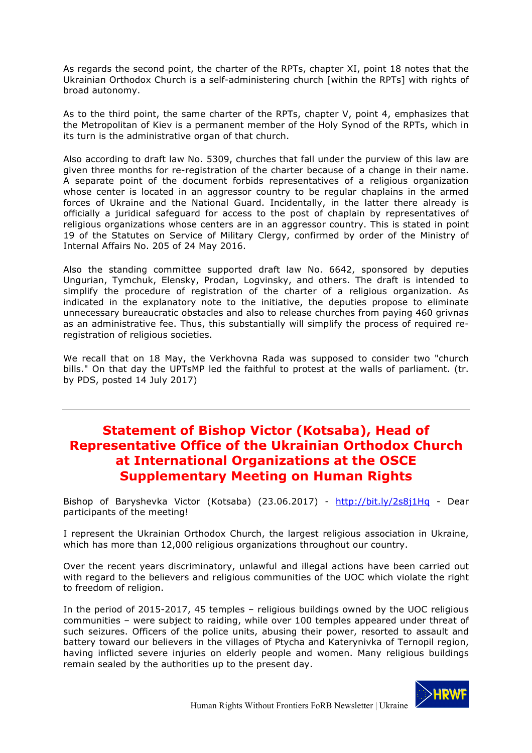As regards the second point, the charter of the RPTs, chapter XI, point 18 notes that the Ukrainian Orthodox Church is a self-administering church [within the RPTs] with rights of broad autonomy.

As to the third point, the same charter of the RPTs, chapter V, point 4, emphasizes that the Metropolitan of Kiev is a permanent member of the Holy Synod of the RPTs, which in its turn is the administrative organ of that church.

Also according to draft law No. 5309, churches that fall under the purview of this law are given three months for re-registration of the charter because of a change in their name. A separate point of the document forbids representatives of a religious organization whose center is located in an aggressor country to be regular chaplains in the armed forces of Ukraine and the National Guard. Incidentally, in the latter there already is officially a juridical safeguard for access to the post of chaplain by representatives of religious organizations whose centers are in an aggressor country. This is stated in point 19 of the Statutes on Service of Military Clergy, confirmed by order of the Ministry of Internal Affairs No. 205 of 24 May 2016.

Also the standing committee supported draft law No. 6642, sponsored by deputies Ungurian, Tymchuk, Elensky, Prodan, Logvinsky, and others. The draft is intended to simplify the procedure of registration of the charter of a religious organization. As indicated in the explanatory note to the initiative, the deputies propose to eliminate unnecessary bureaucratic obstacles and also to release churches from paying 460 grivnas as an administrative fee. Thus, this substantially will simplify the process of required re-registration of religious societies.

We recall that on 18 May, the Verkhovna Rada was supposed to consider two "church bills." On that day the UPTsMP led the faithful to protest at the walls of parliament. (tr. by PDS, posted 14 July 2017)

---

## Statement of Bishop Victor (Kotsaba), Head of Representative Office of the Ukrainian Orthodox Church at International Organizations at the OSCE Supplementary Meeting on Human Rights

Bishop of Baryshevka Victor (Kotsaba) (23.06.2017) - http://bit.ly/2s8j1Hq - Dear participants of the meeting!

I represent the Ukrainian Orthodox Church, the largest religious association in Ukraine, which has more than 12,000 religious organizations throughout our country.

Over the recent years discriminatory, unlawful and illegal actions have been carried out with regard to the believers and religious communities of the UOC which violate the right to freedom of religion.

In the period of 2015-2017, 45 temples – religious buildings owned by the UOC religious communities – were subject to raiding, while over 100 temples appeared under threat of such seizures. Officers of the police units, abusing their power, resorted to assault and battery toward our believers in the villages of Ptycha and Katerynivka of Ternopil region, having inflicted severe injuries on elderly people and women. Many religious buildings remain sealed by the authorities up to the present day.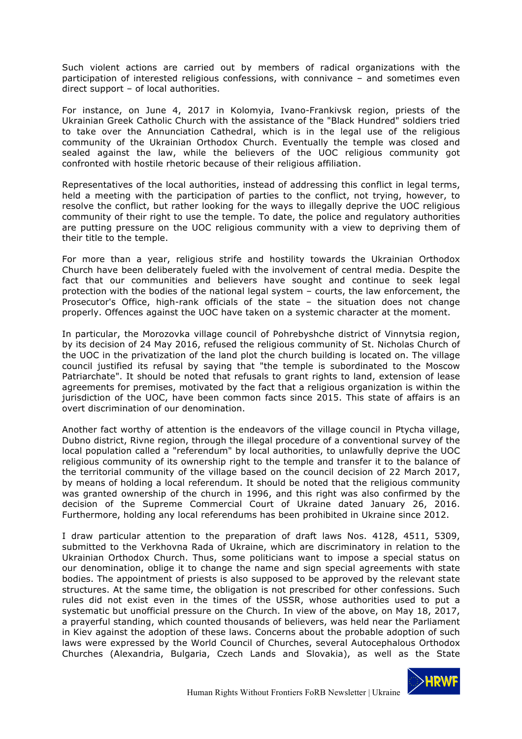Such violent actions are carried out by members of radical organizations with the participation of interested religious confessions, with connivance – and sometimes even direct support – of local authorities.

For instance, on June 4, 2017 in Kolomyia, Ivano-Frankivsk region, priests of the Ukrainian Greek Catholic Church with the assistance of the "Black Hundred" soldiers tried to take over the Annunciation Cathedral, which is in the legal use of the religious community of the Ukrainian Orthodox Church. Eventually the temple was closed and sealed against the law, while the believers of the UOC religious community got confronted with hostile rhetoric because of their religious affiliation.

Representatives of the local authorities, instead of addressing this conflict in legal terms, held a meeting with the participation of parties to the conflict, not trying, however, to resolve the conflict, but rather looking for the ways to illegally deprive the UOC religious community of their right to use the temple. To date, the police and regulatory authorities are putting pressure on the UOC religious community with a view to depriving them of their title to the temple.

For more than a year, religious strife and hostility towards the Ukrainian Orthodox Church have been deliberately fueled with the involvement of central media. Despite the fact that our communities and believers have sought and continue to seek legal protection with the bodies of the national legal system – courts, the law enforcement, the Prosecutor's Office, high-rank officials of the state – the situation does not change properly. Offences against the UOC have taken on a systemic character at the moment.

In particular, the Morozovka village council of Pohrebyshche district of Vinnytsia region, by its decision of 24 May 2016, refused the religious community of St. Nicholas Church of the UOC in the privatization of the land plot the church building is located on. The village council justified its refusal by saying that "the temple is subordinated to the Moscow Patriarchate". It should be noted that refusals to grant rights to land, extension of lease agreements for premises, motivated by the fact that a religious organization is within the jurisdiction of the UOC, have been common facts since 2015. This state of affairs is an overt discrimination of our denomination.

Another fact worthy of attention is the endeavors of the village council in Ptycha village, Dubno district, Rivne region, through the illegal procedure of a conventional survey of the local population called a "referendum" by local authorities, to unlawfully deprive the UOC religious community of its ownership right to the temple and transfer it to the balance of the territorial community of the village based on the council decision of 22 March 2017, by means of holding a local referendum. It should be noted that the religious community was granted ownership of the church in 1996, and this right was also confirmed by the decision of the Supreme Commercial Court of Ukraine dated January 26, 2016. Furthermore, holding any local referendums has been prohibited in Ukraine since 2012.

I draw particular attention to the preparation of draft laws Nos. 4128, 4511, 5309, submitted to the Verkhovna Rada of Ukraine, which are discriminatory in relation to the Ukrainian Orthodox Church. Thus, some politicians want to impose a special status on our denomination, oblige it to change the name and sign special agreements with state bodies. The appointment of priests is also supposed to be approved by the relevant state structures. At the same time, the obligation is not prescribed for other confessions. Such rules did not exist even in the times of the USSR, whose authorities used to put a systematic but unofficial pressure on the Church. In view of the above, on May 18, 2017, a prayerful standing, which counted thousands of believers, was held near the Parliament in Kiev against the adoption of these laws. Concerns about the probable adoption of such laws were expressed by the World Council of Churches, several Autocephalous Orthodox Churches (Alexandria, Bulgaria, Czech Lands and Slovakia), as well as the State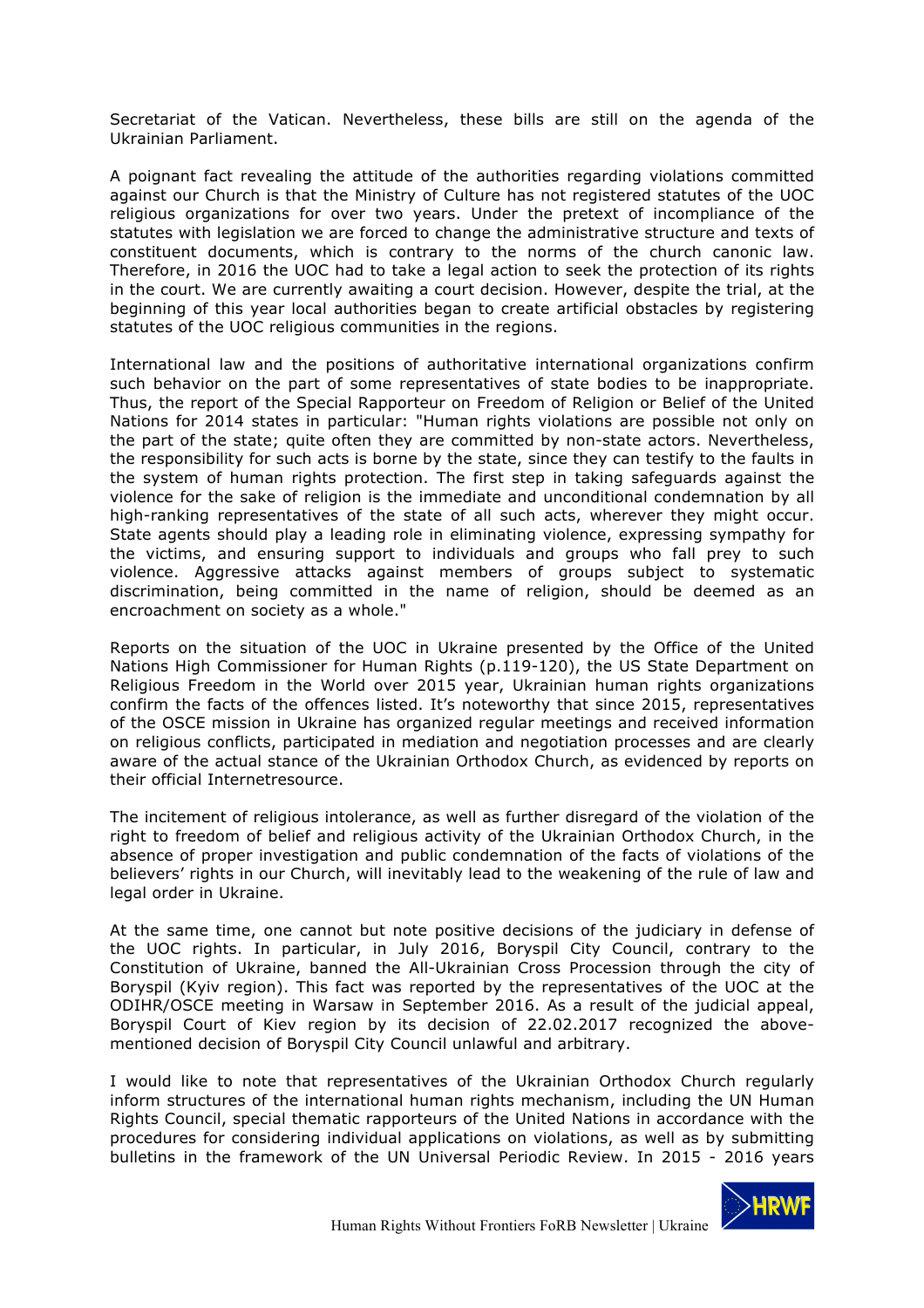Secretariat of the Vatican. Nevertheless, these bills are still on the agenda of the Ukrainian Parliament.

A poignant fact revealing the attitude of the authorities regarding violations committed against our Church is that the Ministry of Culture has not registered statutes of the UOC religious organizations for over two years. Under the pretext of incompliance of the statutes with legislation we are forced to change the administrative structure and texts of constituent documents, which is contrary to the norms of the church canonic law. Therefore, in 2016 the UOC had to take a legal action to seek the protection of its rights in the court. We are currently awaiting a court decision. However, despite the trial, at the beginning of this year local authorities began to create artificial obstacles by registering statutes of the UOC religious communities in the regions.

International law and the positions of authoritative international organizations confirm such behavior on the part of some representatives of state bodies to be inappropriate. Thus, the report of the Special Rapporteur on Freedom of Religion or Belief of the United Nations for 2014 states in particular: "Human rights violations are possible not only on the part of the state; quite often they are committed by non-state actors. Nevertheless, the responsibility for such acts is borne by the state, since they can testify to the faults in the system of human rights protection. The first step in taking safeguards against the violence for the sake of religion is the immediate and unconditional condemnation by all high-ranking representatives of the state of all such acts, wherever they might occur. State agents should play a leading role in eliminating violence, expressing sympathy for the victims, and ensuring support to individuals and groups who fall prey to such violence. Aggressive attacks against members of groups subject to systematic discrimination, being committed in the name of religion, should be deemed as an encroachment on society as a whole."

Reports on the situation of the UOC in Ukraine presented by the Office of the United Nations High Commissioner for Human Rights (p.119-120), the US State Department on Religious Freedom in the World over 2015 year, Ukrainian human rights organizations confirm the facts of the offences listed. It's noteworthy that since 2015, representatives of the OSCE mission in Ukraine has organized regular meetings and received information on religious conflicts, participated in mediation and negotiation processes and are clearly aware of the actual stance of the Ukrainian Orthodox Church, as evidenced by reports on their official Internetresource.

The incitement of religious intolerance, as well as further disregard of the violation of the right to freedom of belief and religious activity of the Ukrainian Orthodox Church, in the absence of proper investigation and public condemnation of the facts of violations of the believers' rights in our Church, will inevitably lead to the weakening of the rule of law and legal order in Ukraine.

At the same time, one cannot but note positive decisions of the judiciary in defense of the UOC rights. In particular, in July 2016, Boryspil City Council, contrary to the Constitution of Ukraine, banned the All-Ukrainian Cross Procession through the city of Boryspil (Kyiv region). This fact was reported by the representatives of the UOC at the ODIHR/OSCE meeting in Warsaw in September 2016. As a result of the judicial appeal, Boryspil Court of Kiev region by its decision of 22.02.2017 recognized the above-mentioned decision of Boryspil City Council unlawful and arbitrary.

I would like to note that representatives of the Ukrainian Orthodox Church regularly inform structures of the international human rights mechanism, including the UN Human Rights Council, special thematic rapporteurs of the United Nations in accordance with the procedures for considering individual applications on violations, as well as by submitting bulletins in the framework of the UN Universal Periodic Review. In 2015 - 2016 years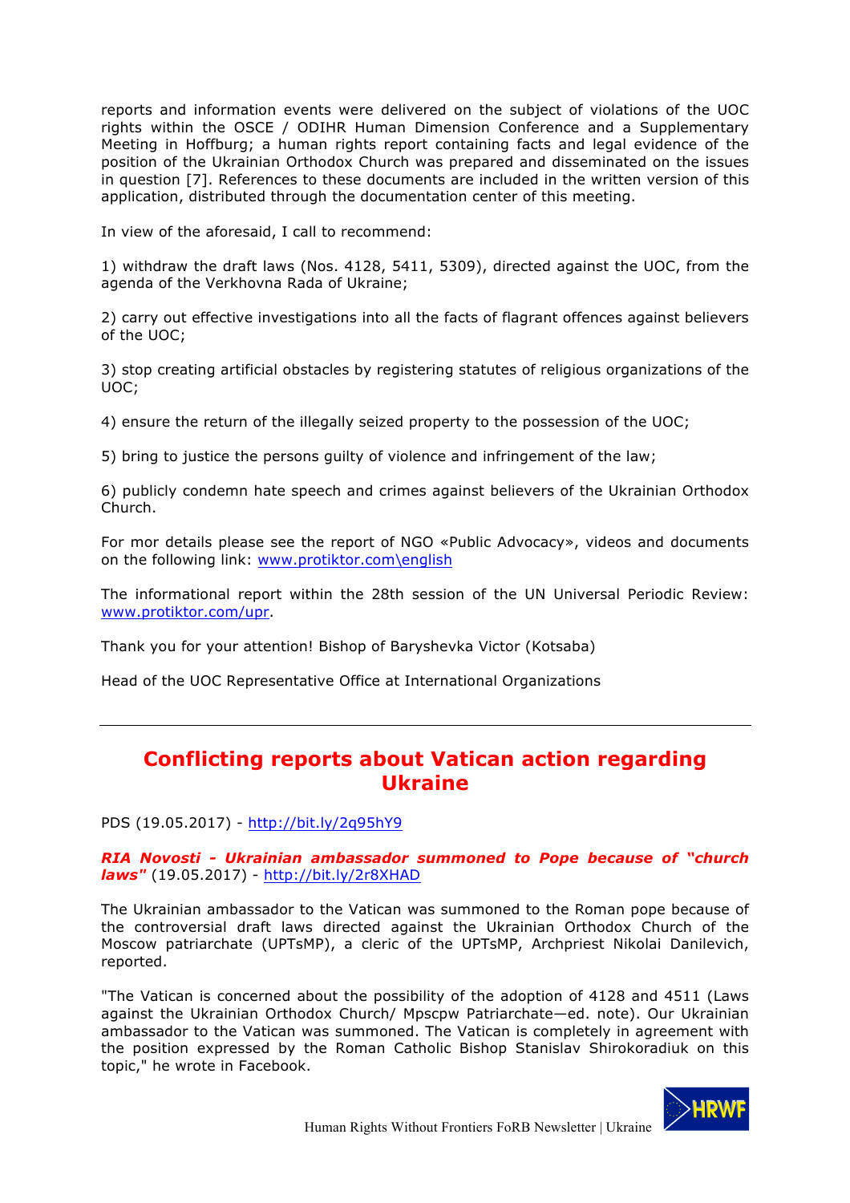reports and information events were delivered on the subject of violations of the UOC rights within the OSCE / ODIHR Human Dimension Conference and a Supplementary Meeting in Hoffburg; a human rights report containing facts and legal evidence of the position of the Ukrainian Orthodox Church was prepared and disseminated on the issues in question [7]. References to these documents are included in the written version of this application, distributed through the documentation center of this meeting.

In view of the aforesaid, I call to recommend:

1) withdraw the draft laws (Nos. 4128, 5411, 5309), directed against the UOC, from the agenda of the Verkhovna Rada of Ukraine;

2) carry out effective investigations into all the facts of flagrant offences against believers of the UOC;

3) stop creating artificial obstacles by registering statutes of religious organizations of the UOC;

4) ensure the return of the illegally seized property to the possession of the UOC;

5) bring to justice the persons guilty of violence and infringement of the law;

6) publicly condemn hate speech and crimes against believers of the Ukrainian Orthodox Church.

For mor details please see the report of NGO «Public Advocacy», videos and documents on the following link: www.protiktor.com\english

The informational report within the 28th session of the UN Universal Periodic Review: www.protiktor.com/upr.

Thank you for your attention! Bishop of Baryshevka Victor (Kotsaba)

Head of the UOC Representative Office at International Organizations

---

## Conflicting reports about Vatican action regarding Ukraine

PDS (19.05.2017) - http://bit.ly/2q95hY9

***RIA Novosti - Ukrainian ambassador summoned to Pope because of "church laws"*** (19.05.2017) - http://bit.ly/2r8XHAD

The Ukrainian ambassador to the Vatican was summoned to the Roman pope because of the controversial draft laws directed against the Ukrainian Orthodox Church of the Moscow patriarchate (UPTsMP), a cleric of the UPTsMP, Archpriest Nikolai Danilevich, reported.

"The Vatican is concerned about the possibility of the adoption of 4128 and 4511 (Laws against the Ukrainian Orthodox Church/ Mpscpw Patriarchate—ed. note). Our Ukrainian ambassador to the Vatican was summoned. The Vatican is completely in agreement with the position expressed by the Roman Catholic Bishop Stanislav Shirokoradiuk on this topic," he wrote in Facebook.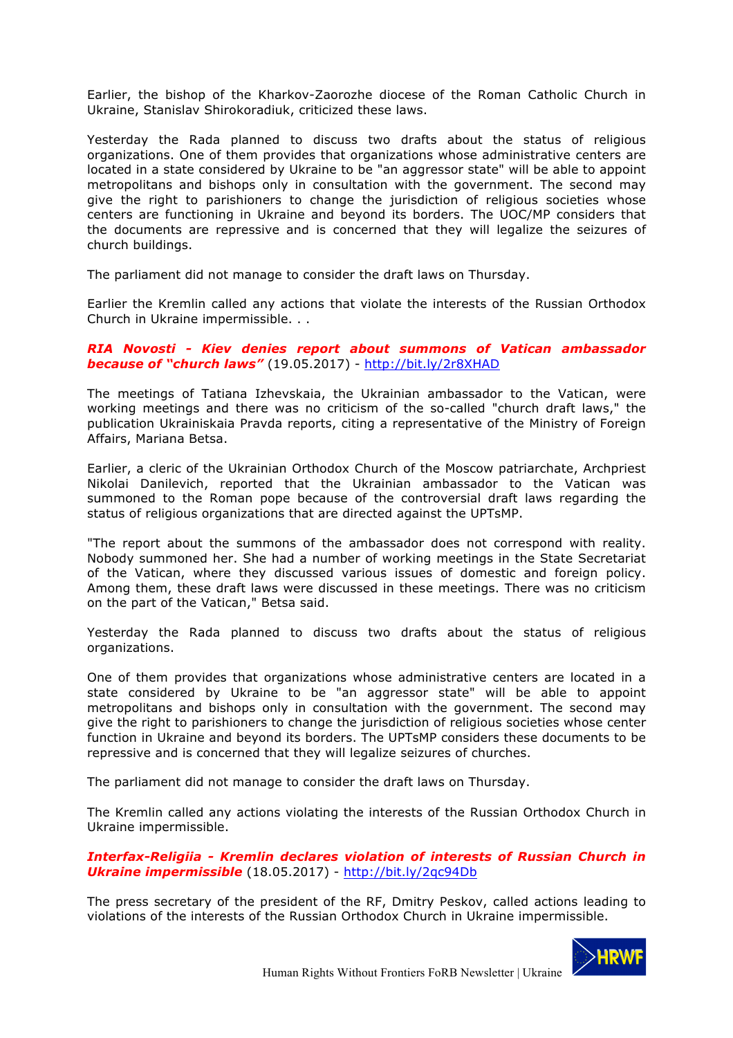Earlier, the bishop of the Kharkov-Zaorozhe diocese of the Roman Catholic Church in Ukraine, Stanislav Shirokoradiuk, criticized these laws.

Yesterday the Rada planned to discuss two drafts about the status of religious organizations. One of them provides that organizations whose administrative centers are located in a state considered by Ukraine to be "an aggressor state" will be able to appoint metropolitans and bishops only in consultation with the government. The second may give the right to parishioners to change the jurisdiction of religious societies whose centers are functioning in Ukraine and beyond its borders. The UOC/MP considers that the documents are repressive and is concerned that they will legalize the seizures of church buildings.

The parliament did not manage to consider the draft laws on Thursday.

Earlier the Kremlin called any actions that violate the interests of the Russian Orthodox Church in Ukraine impermissible. . .

***RIA Novosti - Kiev denies report about summons of Vatican ambassador because of "church laws"*** (19.05.2017) - http://bit.ly/2r8XHAD

The meetings of Tatiana Izhevskaia, the Ukrainian ambassador to the Vatican, were working meetings and there was no criticism of the so-called "church draft laws," the publication Ukrainiskaia Pravda reports, citing a representative of the Ministry of Foreign Affairs, Mariana Betsa.

Earlier, a cleric of the Ukrainian Orthodox Church of the Moscow patriarchate, Archpriest Nikolai Danilevich, reported that the Ukrainian ambassador to the Vatican was summoned to the Roman pope because of the controversial draft laws regarding the status of religious organizations that are directed against the UPTsMP.

"The report about the summons of the ambassador does not correspond with reality. Nobody summoned her. She had a number of working meetings in the State Secretariat of the Vatican, where they discussed various issues of domestic and foreign policy. Among them, these draft laws were discussed in these meetings. There was no criticism on the part of the Vatican," Betsa said.

Yesterday the Rada planned to discuss two drafts about the status of religious organizations.

One of them provides that organizations whose administrative centers are located in a state considered by Ukraine to be "an aggressor state" will be able to appoint metropolitans and bishops only in consultation with the government. The second may give the right to parishioners to change the jurisdiction of religious societies whose center function in Ukraine and beyond its borders. The UPTsMP considers these documents to be repressive and is concerned that they will legalize seizures of churches.

The parliament did not manage to consider the draft laws on Thursday.

The Kremlin called any actions violating the interests of the Russian Orthodox Church in Ukraine impermissible.

***Interfax-Religiia - Kremlin declares violation of interests of Russian Church in Ukraine impermissible*** (18.05.2017) - http://bit.ly/2qc94Db

The press secretary of the president of the RF, Dmitry Peskov, called actions leading to violations of the interests of the Russian Orthodox Church in Ukraine impermissible.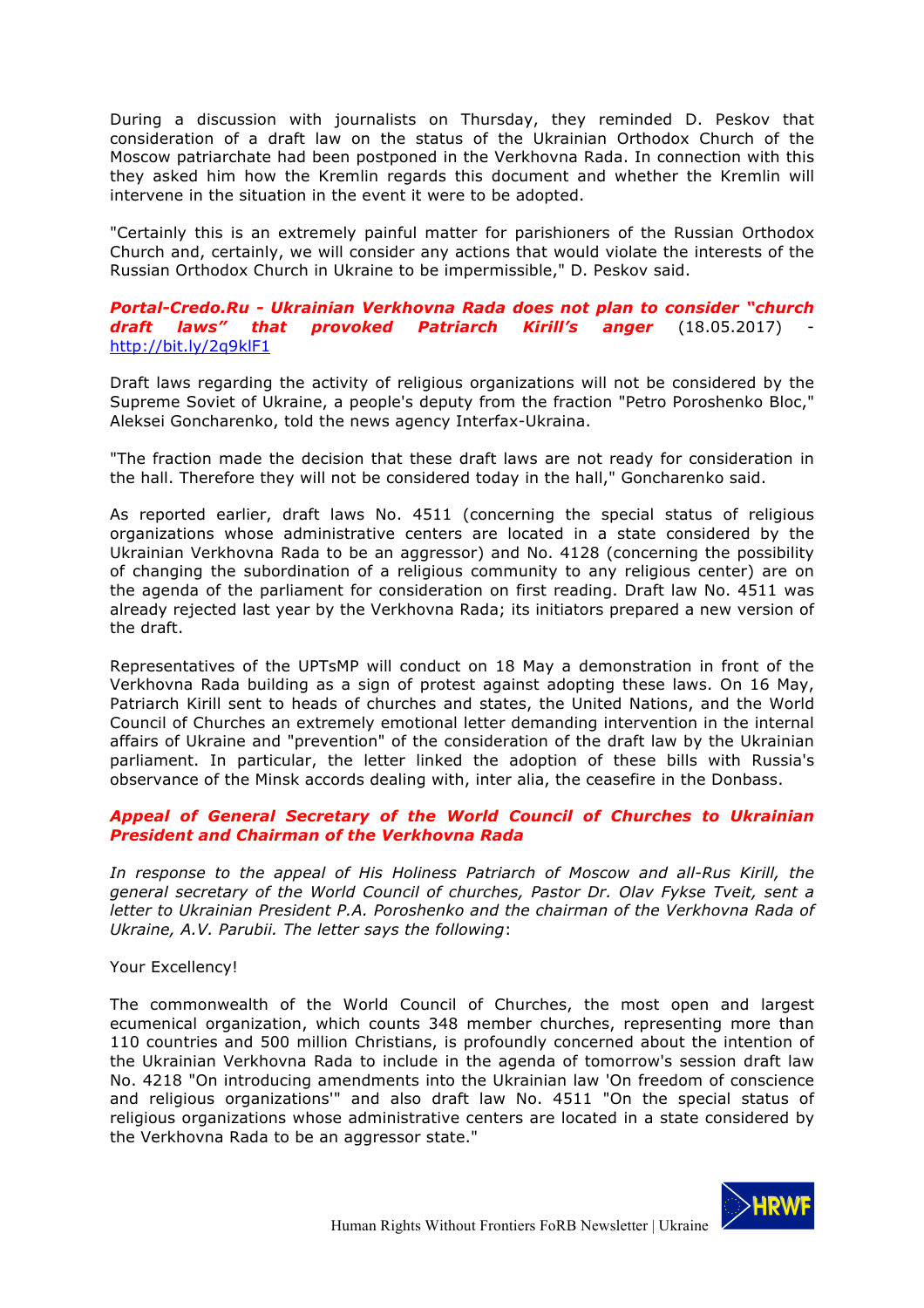During a discussion with journalists on Thursday, they reminded D. Peskov that consideration of a draft law on the status of the Ukrainian Orthodox Church of the Moscow patriarchate had been postponed in the Verkhovna Rada. In connection with this they asked him how the Kremlin regards this document and whether the Kremlin will intervene in the situation in the event it were to be adopted.

"Certainly this is an extremely painful matter for parishioners of the Russian Orthodox Church and, certainly, we will consider any actions that would violate the interests of the Russian Orthodox Church in Ukraine to be impermissible," D. Peskov said.

***Portal-Credo.Ru - Ukrainian Verkhovna Rada does not plan to consider "church draft laws" that provoked Patriarch Kirill's anger*** (18.05.2017) - http://bit.ly/2q9klF1

Draft laws regarding the activity of religious organizations will not be considered by the Supreme Soviet of Ukraine, a people's deputy from the fraction "Petro Poroshenko Bloc," Aleksei Goncharenko, told the news agency Interfax-Ukraina.

"The fraction made the decision that these draft laws are not ready for consideration in the hall. Therefore they will not be considered today in the hall," Goncharenko said.

As reported earlier, draft laws No. 4511 (concerning the special status of religious organizations whose administrative centers are located in a state considered by the Ukrainian Verkhovna Rada to be an aggressor) and No. 4128 (concerning the possibility of changing the subordination of a religious community to any religious center) are on the agenda of the parliament for consideration on first reading. Draft law No. 4511 was already rejected last year by the Verkhovna Rada; its initiators prepared a new version of the draft.

Representatives of the UPTsMP will conduct on 18 May a demonstration in front of the Verkhovna Rada building as a sign of protest against adopting these laws. On 16 May, Patriarch Kirill sent to heads of churches and states, the United Nations, and the World Council of Churches an extremely emotional letter demanding intervention in the internal affairs of Ukraine and "prevention" of the consideration of the draft law by the Ukrainian parliament. In particular, the letter linked the adoption of these bills with Russia's observance of the Minsk accords dealing with, inter alia, the ceasefire in the Donbass.

***Appeal of General Secretary of the World Council of Churches to Ukrainian President and Chairman of the Verkhovna Rada***

*In response to the appeal of His Holiness Patriarch of Moscow and all-Rus Kirill, the general secretary of the World Council of churches, Pastor Dr. Olav Fykse Tveit, sent a letter to Ukrainian President P.A. Poroshenko and the chairman of the Verkhovna Rada of Ukraine, A.V. Parubii. The letter says the following*:

Your Excellency!

The commonwealth of the World Council of Churches, the most open and largest ecumenical organization, which counts 348 member churches, representing more than 110 countries and 500 million Christians, is profoundly concerned about the intention of the Ukrainian Verkhovna Rada to include in the agenda of tomorrow's session draft law No. 4218 "On introducing amendments into the Ukrainian law 'On freedom of conscience and religious organizations'" and also draft law No. 4511 "On the special status of religious organizations whose administrative centers are located in a state considered by the Verkhovna Rada to be an aggressor state."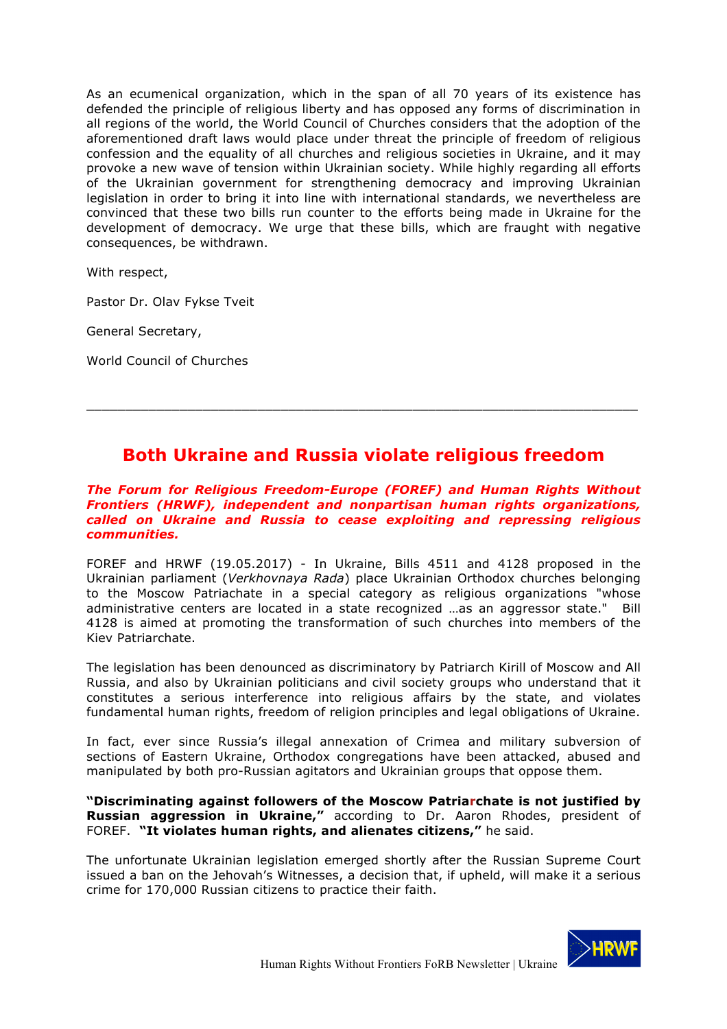As an ecumenical organization, which in the span of all 70 years of its existence has defended the principle of religious liberty and has opposed any forms of discrimination in all regions of the world, the World Council of Churches considers that the adoption of the aforementioned draft laws would place under threat the principle of freedom of religious confession and the equality of all churches and religious societies in Ukraine, and it may provoke a new wave of tension within Ukrainian society. While highly regarding all efforts of the Ukrainian government for strengthening democracy and improving Ukrainian legislation in order to bring it into line with international standards, we nevertheless are convinced that these two bills run counter to the efforts being made in Ukraine for the development of democracy. We urge that these bills, which are fraught with negative consequences, be withdrawn.

With respect,

Pastor Dr. Olav Fykse Tveit

General Secretary,

World Council of Churches

---

## Both Ukraine and Russia violate religious freedom

***The Forum for Religious Freedom-Europe (FOREF) and Human Rights Without Frontiers (HRWF), independent and nonpartisan human rights organizations, called on Ukraine and Russia to cease exploiting and repressing religious communities.***

FOREF and HRWF (19.05.2017) - In Ukraine, Bills 4511 and 4128 proposed in the Ukrainian parliament (*Verkhovnaya Rada*) place Ukrainian Orthodox churches belonging to the Moscow Patriachate in a special category as religious organizations "whose administrative centers are located in a state recognized …as an aggressor state." Bill 4128 is aimed at promoting the transformation of such churches into members of the Kiev Patriarchate.

The legislation has been denounced as discriminatory by Patriarch Kirill of Moscow and All Russia, and also by Ukrainian politicians and civil society groups who understand that it constitutes a serious interference into religious affairs by the state, and violates fundamental human rights, freedom of religion principles and legal obligations of Ukraine.

In fact, ever since Russia's illegal annexation of Crimea and military subversion of sections of Eastern Ukraine, Orthodox congregations have been attacked, abused and manipulated by both pro-Russian agitators and Ukrainian groups that oppose them.

**"Discriminating against followers of the Moscow Patriarchate is not justified by Russian aggression in Ukraine,"** according to Dr. Aaron Rhodes, president of FOREF. **"It violates human rights, and alienates citizens,"** he said.

The unfortunate Ukrainian legislation emerged shortly after the Russian Supreme Court issued a ban on the Jehovah's Witnesses, a decision that, if upheld, will make it a serious crime for 170,000 Russian citizens to practice their faith.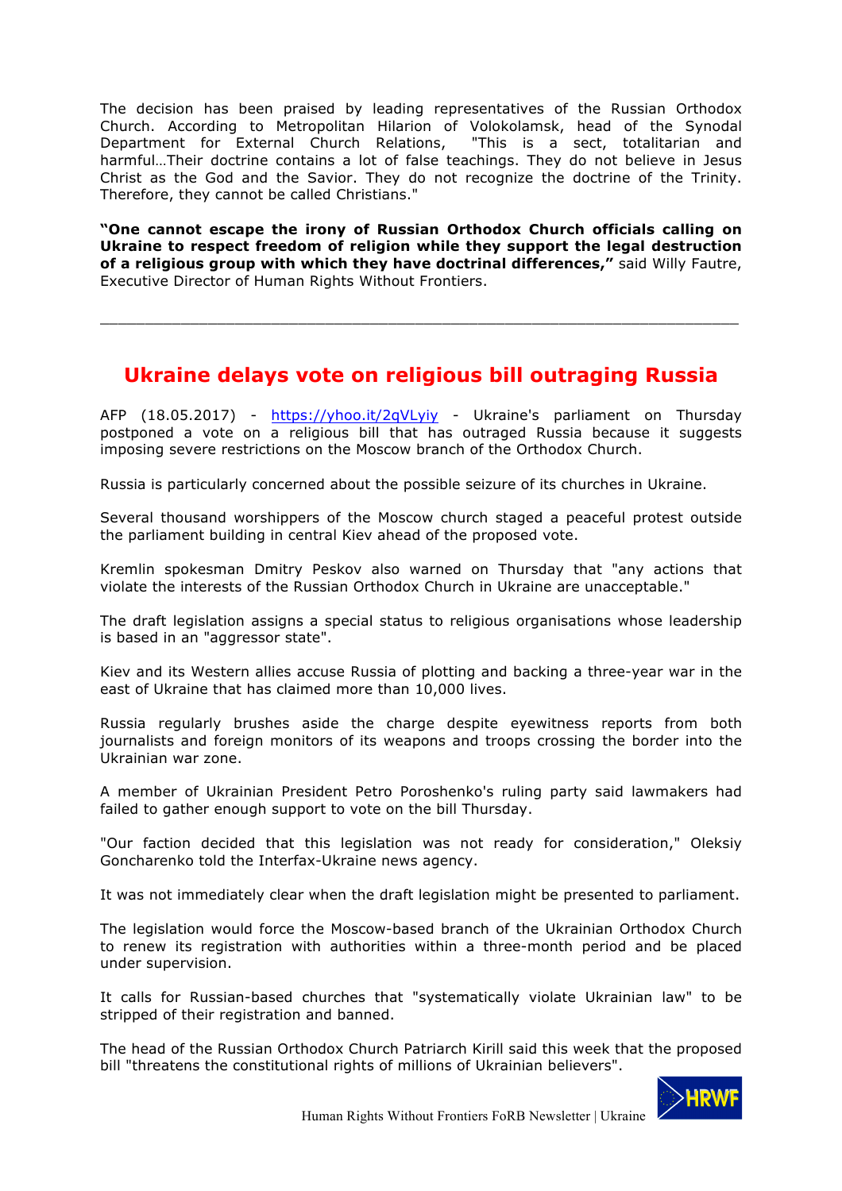The decision has been praised by leading representatives of the Russian Orthodox Church. According to Metropolitan Hilarion of Volokolamsk, head of the Synodal Department for External Church Relations, "This is a sect, totalitarian and harmful…Their doctrine contains a lot of false teachings. They do not believe in Jesus Christ as the God and the Savior. They do not recognize the doctrine of the Trinity. Therefore, they cannot be called Christians."

**"One cannot escape the irony of Russian Orthodox Church officials calling on Ukraine to respect freedom of religion while they support the legal destruction of a religious group with which they have doctrinal differences,"** said Willy Fautre, Executive Director of Human Rights Without Frontiers.

---

## Ukraine delays vote on religious bill outraging Russia

AFP (18.05.2017) - https://yhoo.it/2qVLyiy - Ukraine's parliament on Thursday postponed a vote on a religious bill that has outraged Russia because it suggests imposing severe restrictions on the Moscow branch of the Orthodox Church.

Russia is particularly concerned about the possible seizure of its churches in Ukraine.

Several thousand worshippers of the Moscow church staged a peaceful protest outside the parliament building in central Kiev ahead of the proposed vote.

Kremlin spokesman Dmitry Peskov also warned on Thursday that "any actions that violate the interests of the Russian Orthodox Church in Ukraine are unacceptable."

The draft legislation assigns a special status to religious organisations whose leadership is based in an "aggressor state".

Kiev and its Western allies accuse Russia of plotting and backing a three-year war in the east of Ukraine that has claimed more than 10,000 lives.

Russia regularly brushes aside the charge despite eyewitness reports from both journalists and foreign monitors of its weapons and troops crossing the border into the Ukrainian war zone.

A member of Ukrainian President Petro Poroshenko's ruling party said lawmakers had failed to gather enough support to vote on the bill Thursday.

"Our faction decided that this legislation was not ready for consideration," Oleksiy Goncharenko told the Interfax-Ukraine news agency.

It was not immediately clear when the draft legislation might be presented to parliament.

The legislation would force the Moscow-based branch of the Ukrainian Orthodox Church to renew its registration with authorities within a three-month period and be placed under supervision.

It calls for Russian-based churches that "systematically violate Ukrainian law" to be stripped of their registration and banned.

The head of the Russian Orthodox Church Patriarch Kirill said this week that the proposed bill "threatens the constitutional rights of millions of Ukrainian believers".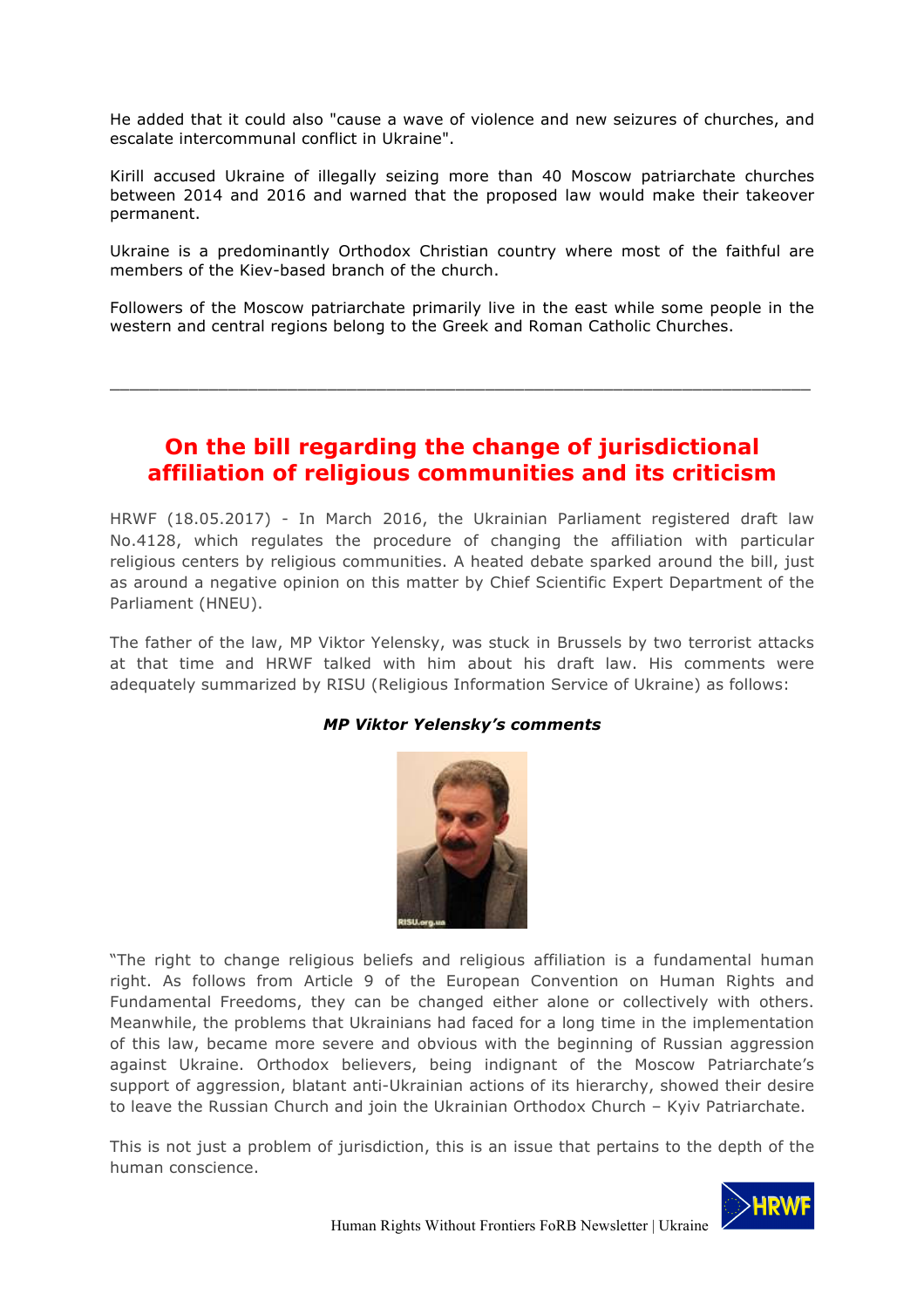He added that it could also "cause a wave of violence and new seizures of churches, and escalate intercommunal conflict in Ukraine".

Kirill accused Ukraine of illegally seizing more than 40 Moscow patriarchate churches between 2014 and 2016 and warned that the proposed law would make their takeover permanent.

Ukraine is a predominantly Orthodox Christian country where most of the faithful are members of the Kiev-based branch of the church.

Followers of the Moscow patriarchate primarily live in the east while some people in the western and central regions belong to the Greek and Roman Catholic Churches.

---

## On the bill regarding the change of jurisdictional affiliation of religious communities and its criticism

HRWF (18.05.2017) - In March 2016, the Ukrainian Parliament registered draft law No.4128, which regulates the procedure of changing the affiliation with particular religious centers by religious communities. A heated debate sparked around the bill, just as around a negative opinion on this matter by Chief Scientific Expert Department of the Parliament (HNEU).

The father of the law, MP Viktor Yelensky, was stuck in Brussels by two terrorist attacks at that time and HRWF talked with him about his draft law. His comments were adequately summarized by RISU (Religious Information Service of Ukraine) as follows:

***MP Viktor Yelensky's comments***

"The right to change religious beliefs and religious affiliation is a fundamental human right. As follows from Article 9 of the European Convention on Human Rights and Fundamental Freedoms, they can be changed either alone or collectively with others. Meanwhile, the problems that Ukrainians had faced for a long time in the implementation of this law, became more severe and obvious with the beginning of Russian aggression against Ukraine. Orthodox believers, being indignant of the Moscow Patriarchate's support of aggression, blatant anti-Ukrainian actions of its hierarchy, showed their desire to leave the Russian Church and join the Ukrainian Orthodox Church – Kyiv Patriarchate.

This is not just a problem of jurisdiction, this is an issue that pertains to the depth of the human conscience.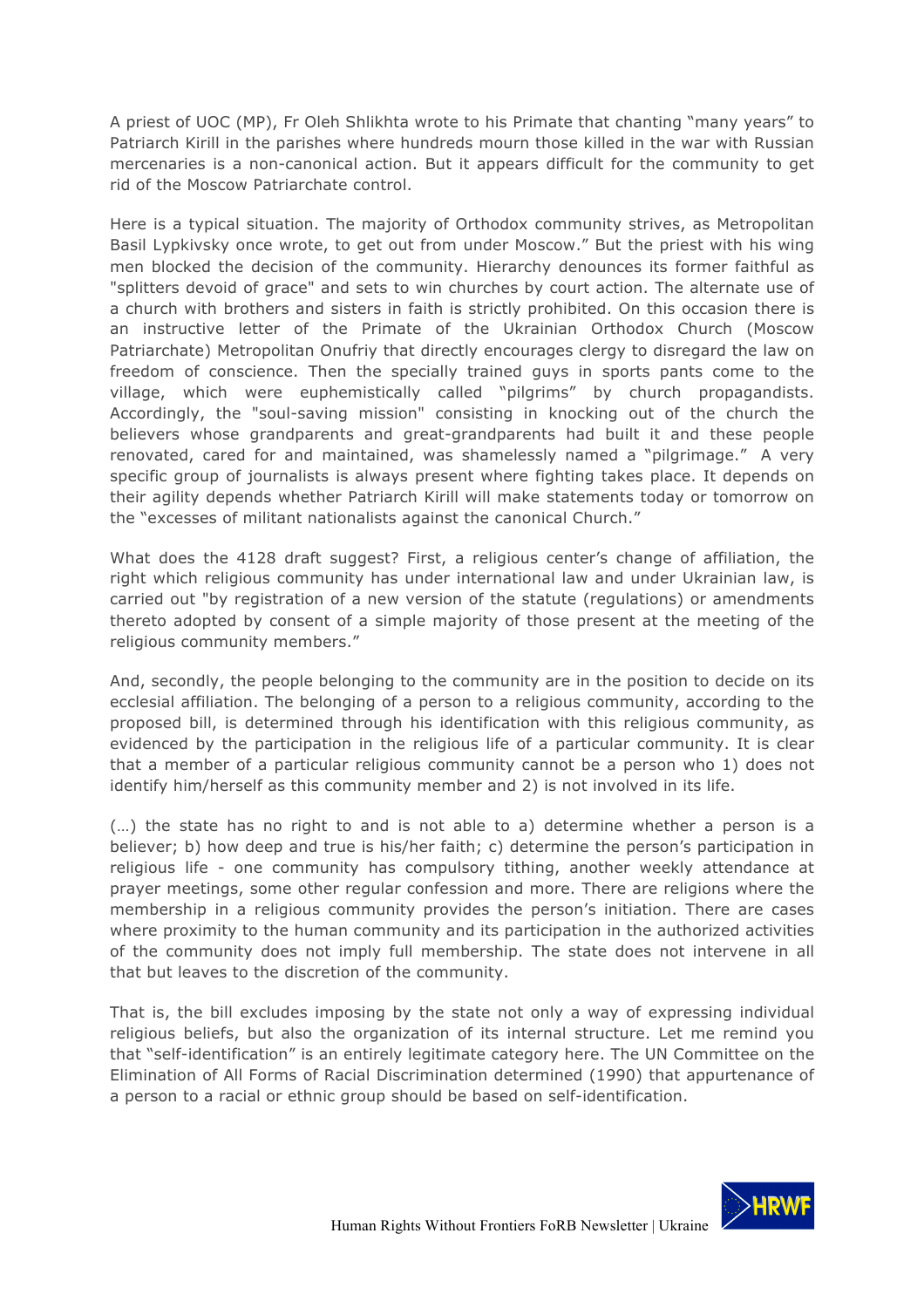A priest of UOC (MP), Fr Oleh Shlikhta wrote to his Primate that chanting "many years" to Patriarch Kirill in the parishes where hundreds mourn those killed in the war with Russian mercenaries is a non-canonical action. But it appears difficult for the community to get rid of the Moscow Patriarchate control.

Here is a typical situation. The majority of Orthodox community strives, as Metropolitan Basil Lypkivsky once wrote, to get out from under Moscow." But the priest with his wing men blocked the decision of the community. Hierarchy denounces its former faithful as "splitters devoid of grace" and sets to win churches by court action. The alternate use of a church with brothers and sisters in faith is strictly prohibited. On this occasion there is an instructive letter of the Primate of the Ukrainian Orthodox Church (Moscow Patriarchate) Metropolitan Onufriy that directly encourages clergy to disregard the law on freedom of conscience. Then the specially trained guys in sports pants come to the village, which were euphemistically called "pilgrims" by church propagandists. Accordingly, the "soul-saving mission" consisting in knocking out of the church the believers whose grandparents and great-grandparents had built it and these people renovated, cared for and maintained, was shamelessly named a "pilgrimage." A very specific group of journalists is always present where fighting takes place. It depends on their agility depends whether Patriarch Kirill will make statements today or tomorrow on the "excesses of militant nationalists against the canonical Church."

What does the 4128 draft suggest? First, a religious center's change of affiliation, the right which religious community has under international law and under Ukrainian law, is carried out "by registration of a new version of the statute (regulations) or amendments thereto adopted by consent of a simple majority of those present at the meeting of the religious community members."

And, secondly, the people belonging to the community are in the position to decide on its ecclesial affiliation. The belonging of a person to a religious community, according to the proposed bill, is determined through his identification with this religious community, as evidenced by the participation in the religious life of a particular community. It is clear that a member of a particular religious community cannot be a person who 1) does not identify him/herself as this community member and 2) is not involved in its life.

(…) the state has no right to and is not able to a) determine whether a person is a believer; b) how deep and true is his/her faith; c) determine the person's participation in religious life - one community has compulsory tithing, another weekly attendance at prayer meetings, some other regular confession and more. There are religions where the membership in a religious community provides the person's initiation. There are cases where proximity to the human community and its participation in the authorized activities of the community does not imply full membership. The state does not intervene in all that but leaves to the discretion of the community.

That is, the bill excludes imposing by the state not only a way of expressing individual religious beliefs, but also the organization of its internal structure. Let me remind you that "self-identification" is an entirely legitimate category here. The UN Committee on the Elimination of All Forms of Racial Discrimination determined (1990) that appurtenance of a person to a racial or ethnic group should be based on self-identification.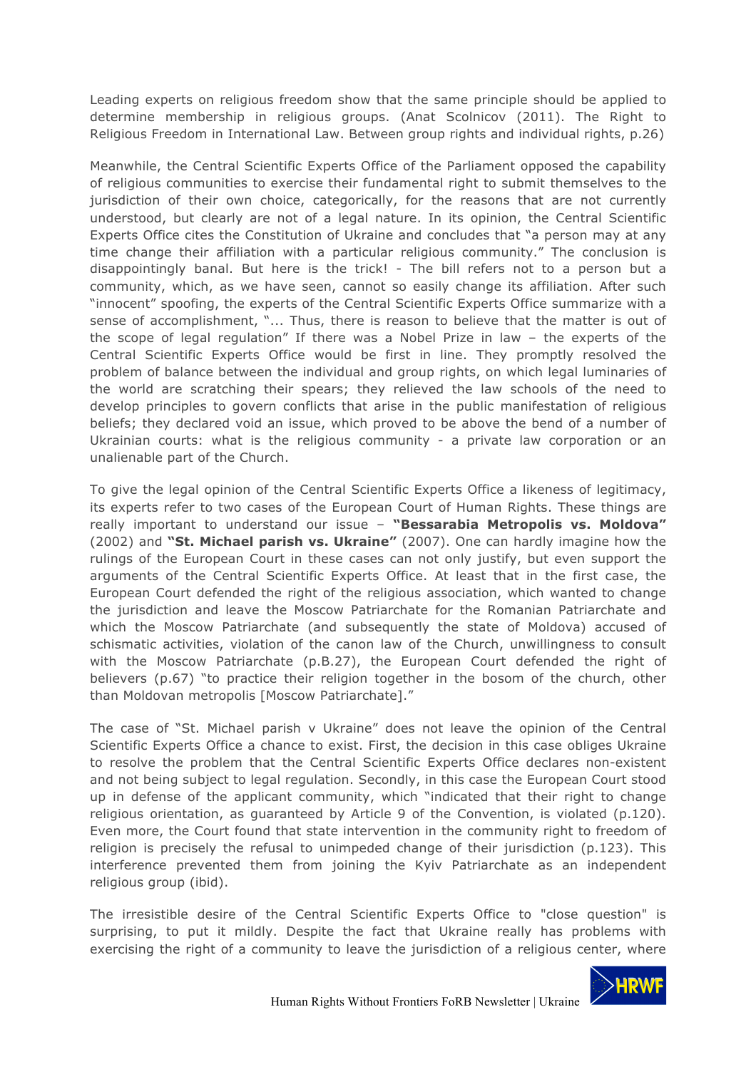Leading experts on religious freedom show that the same principle should be applied to determine membership in religious groups. (Anat Scolnicov (2011). The Right to Religious Freedom in International Law. Between group rights and individual rights, p.26)

Meanwhile, the Central Scientific Experts Office of the Parliament opposed the capability of religious communities to exercise their fundamental right to submit themselves to the jurisdiction of their own choice, categorically, for the reasons that are not currently understood, but clearly are not of a legal nature. In its opinion, the Central Scientific Experts Office cites the Constitution of Ukraine and concludes that "a person may at any time change their affiliation with a particular religious community." The conclusion is disappointingly banal. But here is the trick! - The bill refers not to a person but a community, which, as we have seen, cannot so easily change its affiliation. After such "innocent" spoofing, the experts of the Central Scientific Experts Office summarize with a sense of accomplishment, "... Thus, there is reason to believe that the matter is out of the scope of legal regulation" If there was a Nobel Prize in law – the experts of the Central Scientific Experts Office would be first in line. They promptly resolved the problem of balance between the individual and group rights, on which legal luminaries of the world are scratching their spears; they relieved the law schools of the need to develop principles to govern conflicts that arise in the public manifestation of religious beliefs; they declared void an issue, which proved to be above the bend of a number of Ukrainian courts: what is the religious community - a private law corporation or an unalienable part of the Church.

To give the legal opinion of the Central Scientific Experts Office a likeness of legitimacy, its experts refer to two cases of the European Court of Human Rights. These things are really important to understand our issue – **"Bessarabia Metropolis vs. Moldova"** (2002) and **"St. Michael parish vs. Ukraine"** (2007). One can hardly imagine how the rulings of the European Court in these cases can not only justify, but even support the arguments of the Central Scientific Experts Office. At least that in the first case, the European Court defended the right of the religious association, which wanted to change the jurisdiction and leave the Moscow Patriarchate for the Romanian Patriarchate and which the Moscow Patriarchate (and subsequently the state of Moldova) accused of schismatic activities, violation of the canon law of the Church, unwillingness to consult with the Moscow Patriarchate (p.B.27), the European Court defended the right of believers (p.67) "to practice their religion together in the bosom of the church, other than Moldovan metropolis [Moscow Patriarchate]."

The case of "St. Michael parish v Ukraine" does not leave the opinion of the Central Scientific Experts Office a chance to exist. First, the decision in this case obliges Ukraine to resolve the problem that the Central Scientific Experts Office declares non-existent and not being subject to legal regulation. Secondly, in this case the European Court stood up in defense of the applicant community, which "indicated that their right to change religious orientation, as guaranteed by Article 9 of the Convention, is violated (p.120). Even more, the Court found that state intervention in the community right to freedom of religion is precisely the refusal to unimpeded change of their jurisdiction (p.123). This interference prevented them from joining the Kyiv Patriarchate as an independent religious group (ibid).

The irresistible desire of the Central Scientific Experts Office to "close question" is surprising, to put it mildly. Despite the fact that Ukraine really has problems with exercising the right of a community to leave the jurisdiction of a religious center, where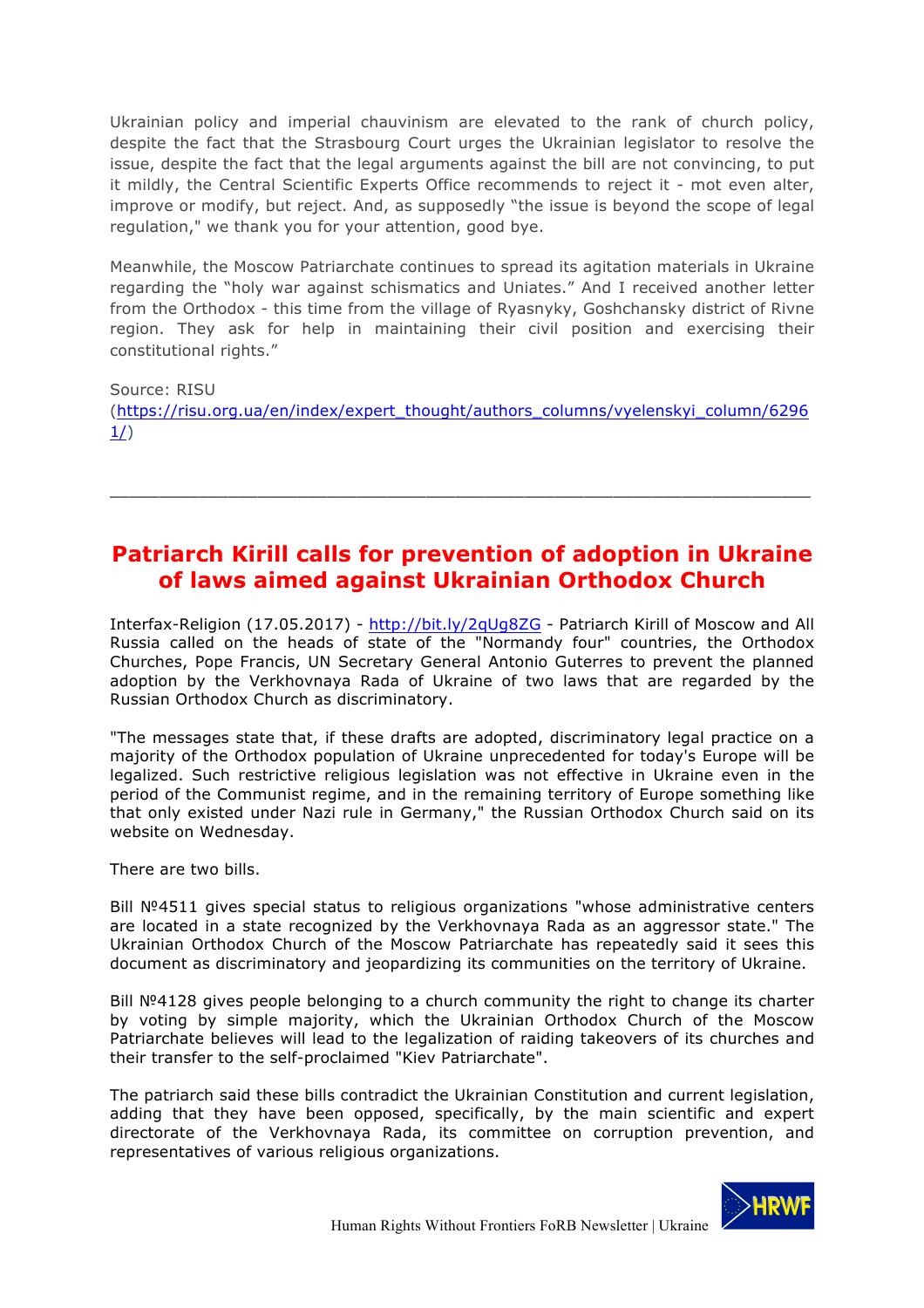Ukrainian policy and imperial chauvinism are elevated to the rank of church policy, despite the fact that the Strasbourg Court urges the Ukrainian legislator to resolve the issue, despite the fact that the legal arguments against the bill are not convincing, to put it mildly, the Central Scientific Experts Office recommends to reject it - mot even alter, improve or modify, but reject. And, as supposedly "the issue is beyond the scope of legal regulation," we thank you for your attention, good bye.

Meanwhile, the Moscow Patriarchate continues to spread its agitation materials in Ukraine regarding the "holy war against schismatics and Uniates." And I received another letter from the Orthodox - this time from the village of Ryasnyky, Goshchansky district of Rivne region. They ask for help in maintaining their civil position and exercising their constitutional rights."

Source: RISU (https://risu.org.ua/en/index/expert_thought/authors_columns/vyelenskyi_column/62961/)

---

## Patriarch Kirill calls for prevention of adoption in Ukraine of laws aimed against Ukrainian Orthodox Church

Interfax-Religion (17.05.2017) - http://bit.ly/2qUg8ZG - Patriarch Kirill of Moscow and All Russia called on the heads of state of the "Normandy four" countries, the Orthodox Churches, Pope Francis, UN Secretary General Antonio Guterres to prevent the planned adoption by the Verkhovnaya Rada of Ukraine of two laws that are regarded by the Russian Orthodox Church as discriminatory.

"The messages state that, if these drafts are adopted, discriminatory legal practice on a majority of the Orthodox population of Ukraine unprecedented for today's Europe will be legalized. Such restrictive religious legislation was not effective in Ukraine even in the period of the Communist regime, and in the remaining territory of Europe something like that only existed under Nazi rule in Germany," the Russian Orthodox Church said on its website on Wednesday.

There are two bills.

Bill №4511 gives special status to religious organizations "whose administrative centers are located in a state recognized by the Verkhovnaya Rada as an aggressor state." The Ukrainian Orthodox Church of the Moscow Patriarchate has repeatedly said it sees this document as discriminatory and jeopardizing its communities on the territory of Ukraine.

Bill №4128 gives people belonging to a church community the right to change its charter by voting by simple majority, which the Ukrainian Orthodox Church of the Moscow Patriarchate believes will lead to the legalization of raiding takeovers of its churches and their transfer to the self-proclaimed "Kiev Patriarchate".

The patriarch said these bills contradict the Ukrainian Constitution and current legislation, adding that they have been opposed, specifically, by the main scientific and expert directorate of the Verkhovnaya Rada, its committee on corruption prevention, and representatives of various religious organizations.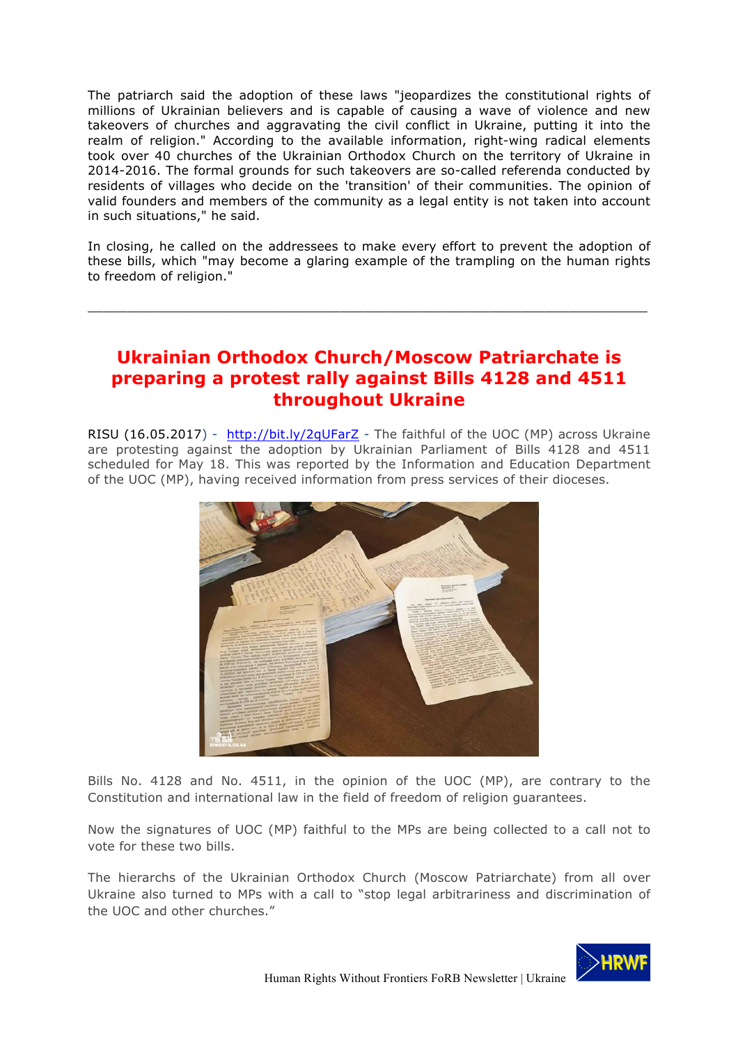The patriarch said the adoption of these laws "jeopardizes the constitutional rights of millions of Ukrainian believers and is capable of causing a wave of violence and new takeovers of churches and aggravating the civil conflict in Ukraine, putting it into the realm of religion." According to the available information, right-wing radical elements took over 40 churches of the Ukrainian Orthodox Church on the territory of Ukraine in 2014-2016. The formal grounds for such takeovers are so-called referenda conducted by residents of villages who decide on the 'transition' of their communities. The opinion of valid founders and members of the community as a legal entity is not taken into account in such situations," he said.

In closing, he called on the addressees to make every effort to prevent the adoption of these bills, which "may become a glaring example of the trampling on the human rights to freedom of religion."

---

## Ukrainian Orthodox Church/Moscow Patriarchate is preparing a protest rally against Bills 4128 and 4511 throughout Ukraine

RISU (16.05.2017) - http://bit.ly/2qUFarZ - The faithful of the UOC (MP) across Ukraine are protesting against the adoption by Ukrainian Parliament of Bills 4128 and 4511 scheduled for May 18. This was reported by the Information and Education Department of the UOC (MP), having received information from press services of their dioceses.

Bills No. 4128 and No. 4511, in the opinion of the UOC (MP), are contrary to the Constitution and international law in the field of freedom of religion guarantees.

Now the signatures of UOC (MP) faithful to the MPs are being collected to a call not to vote for these two bills.

The hierarchs of the Ukrainian Orthodox Church (Moscow Patriarchate) from all over Ukraine also turned to MPs with a call to "stop legal arbitrariness and discrimination of the UOC and other churches."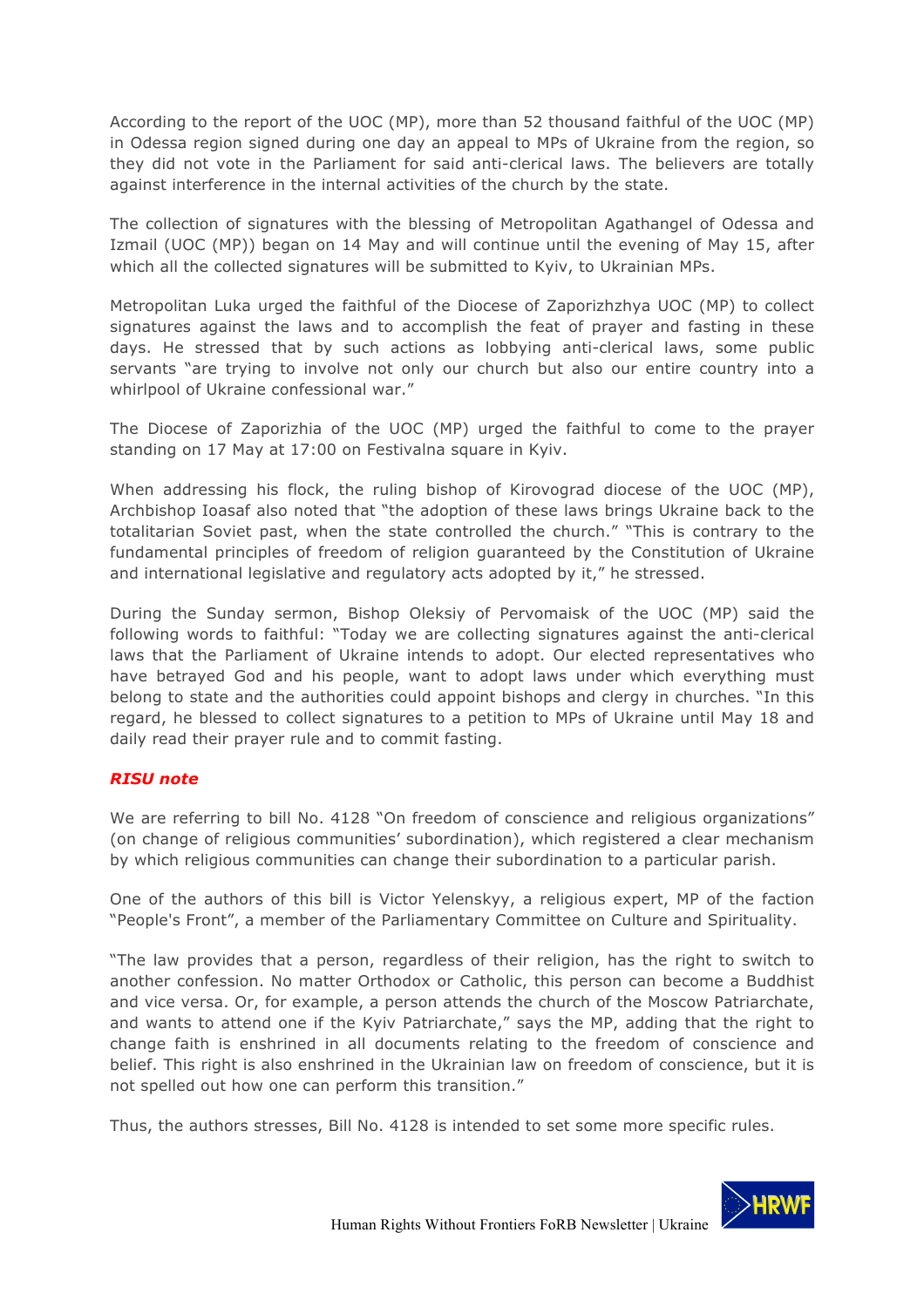According to the report of the UOC (MP), more than 52 thousand faithful of the UOC (MP) in Odessa region signed during one day an appeal to MPs of Ukraine from the region, so they did not vote in the Parliament for said anti-clerical laws. The believers are totally against interference in the internal activities of the church by the state.

The collection of signatures with the blessing of Metropolitan Agathangel of Odessa and Izmail (UOC (MP)) began on 14 May and will continue until the evening of May 15, after which all the collected signatures will be submitted to Kyiv, to Ukrainian MPs.

Metropolitan Luka urged the faithful of the Diocese of Zaporizhzhya UOC (MP) to collect signatures against the laws and to accomplish the feat of prayer and fasting in these days. He stressed that by such actions as lobbying anti-clerical laws, some public servants "are trying to involve not only our church but also our entire country into a whirlpool of Ukraine confessional war."

The Diocese of Zaporizhia of the UOC (MP) urged the faithful to come to the prayer standing on 17 May at 17:00 on Festivalna square in Kyiv.

When addressing his flock, the ruling bishop of Kirovograd diocese of the UOC (MP), Archbishop Ioasaf also noted that "the adoption of these laws brings Ukraine back to the totalitarian Soviet past, when the state controlled the church." "This is contrary to the fundamental principles of freedom of religion guaranteed by the Constitution of Ukraine and international legislative and regulatory acts adopted by it," he stressed.

During the Sunday sermon, Bishop Oleksiy of Pervomaisk of the UOC (MP) said the following words to faithful: "Today we are collecting signatures against the anti-clerical laws that the Parliament of Ukraine intends to adopt. Our elected representatives who have betrayed God and his people, want to adopt laws under which everything must belong to state and the authorities could appoint bishops and clergy in churches. "In this regard, he blessed to collect signatures to a petition to MPs of Ukraine until May 18 and daily read their prayer rule and to commit fasting.

***RISU note***

We are referring to bill No. 4128 "On freedom of conscience and religious organizations" (on change of religious communities' subordination), which registered a clear mechanism by which religious communities can change their subordination to a particular parish.

One of the authors of this bill is Victor Yelenskyy, a religious expert, MP of the faction "People's Front", a member of the Parliamentary Committee on Culture and Spirituality.

"The law provides that a person, regardless of their religion, has the right to switch to another confession. No matter Orthodox or Catholic, this person can become a Buddhist and vice versa. Or, for example, a person attends the church of the Moscow Patriarchate, and wants to attend one if the Kyiv Patriarchate," says the MP, adding that the right to change faith is enshrined in all documents relating to the freedom of conscience and belief. This right is also enshrined in the Ukrainian law on freedom of conscience, but it is not spelled out how one can perform this transition."

Thus, the authors stresses, Bill No. 4128 is intended to set some more specific rules.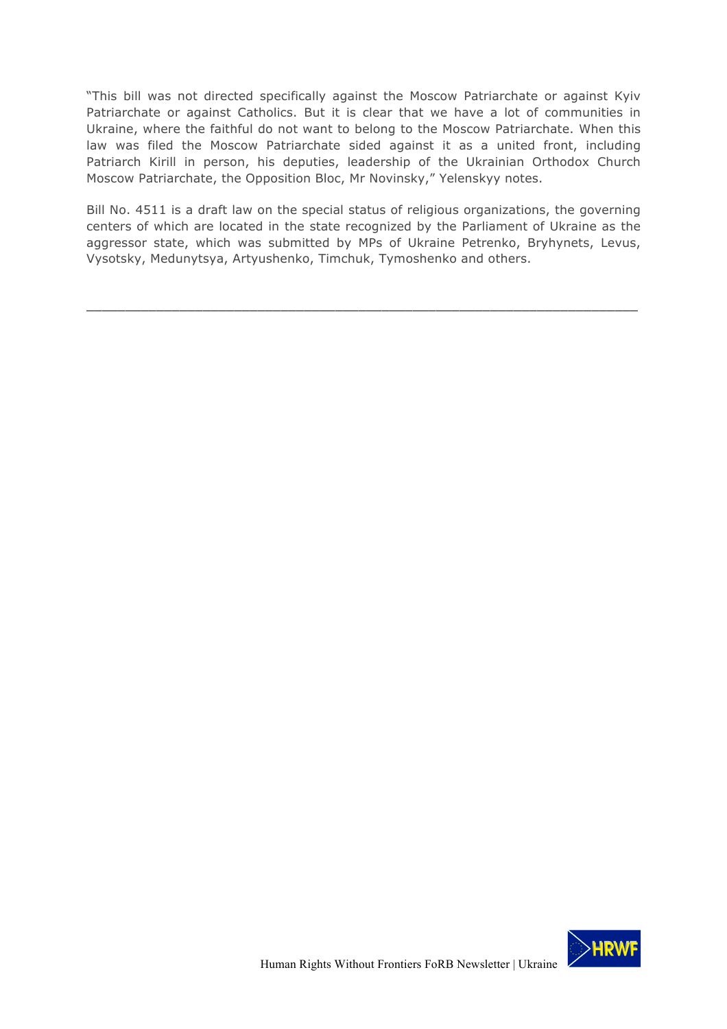"This bill was not directed specifically against the Moscow Patriarchate or against Kyiv Patriarchate or against Catholics. But it is clear that we have a lot of communities in Ukraine, where the faithful do not want to belong to the Moscow Patriarchate. When this law was filed the Moscow Patriarchate sided against it as a united front, including Patriarch Kirill in person, his deputies, leadership of the Ukrainian Orthodox Church Moscow Patriarchate, the Opposition Bloc, Mr Novinsky," Yelenskyy notes.

Bill No. 4511 is a draft law on the special status of religious organizations, the governing centers of which are located in the state recognized by the Parliament of Ukraine as the aggressor state, which was submitted by MPs of Ukraine Petrenko, Bryhynets, Levus, Vysotsky, Medunytsya, Artyushenko, Timchuk, Tymoshenko and others.

---